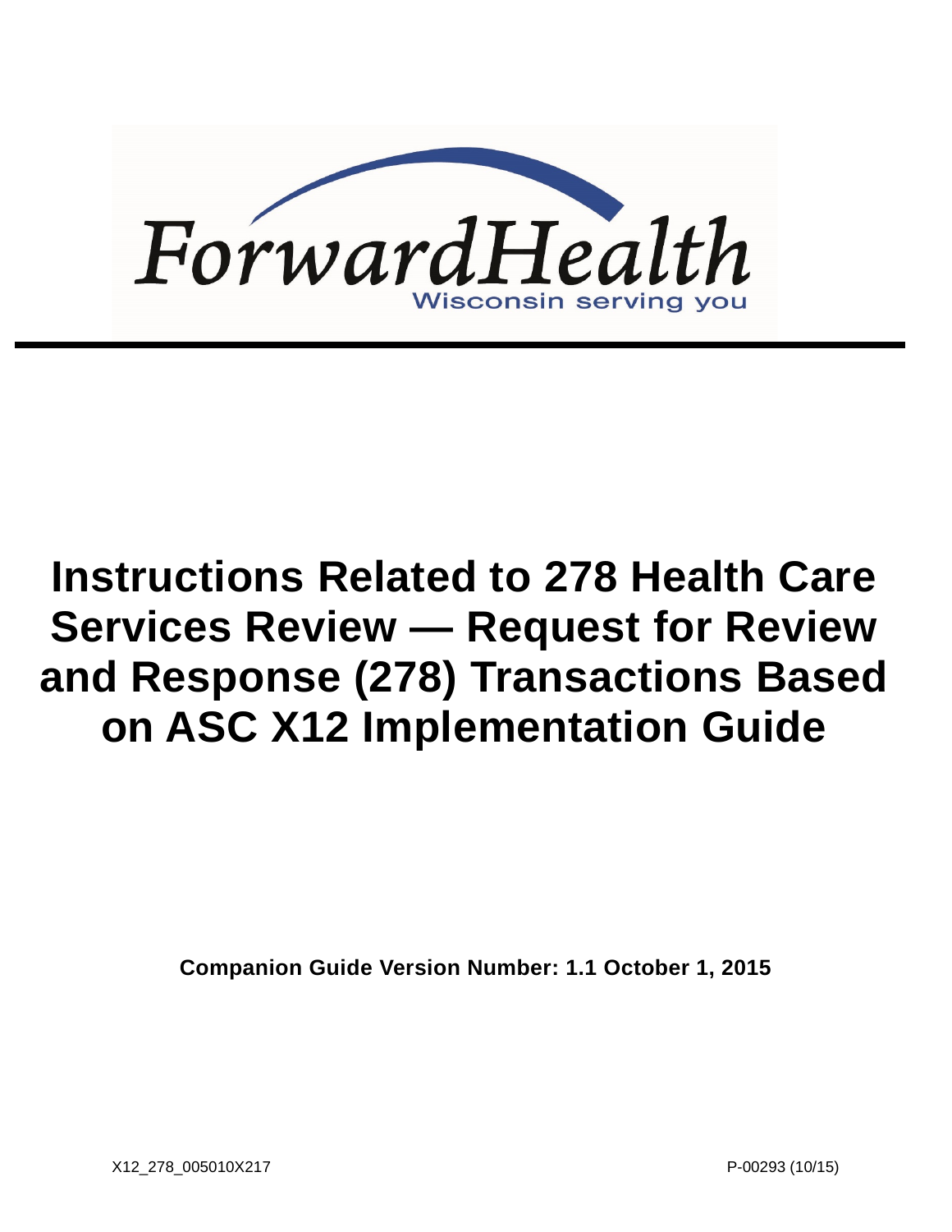ForwardHealth

Wisconsin serving you

# Instructions Related to 278 Health Care Services Review — Request for Review and Response (278) Transactions Based on ASC X12 Implementation Guide

**Companion Guide Version Number: 1.1 October 1, 2015**

X12_278_005010X217

P-00293 (10/15)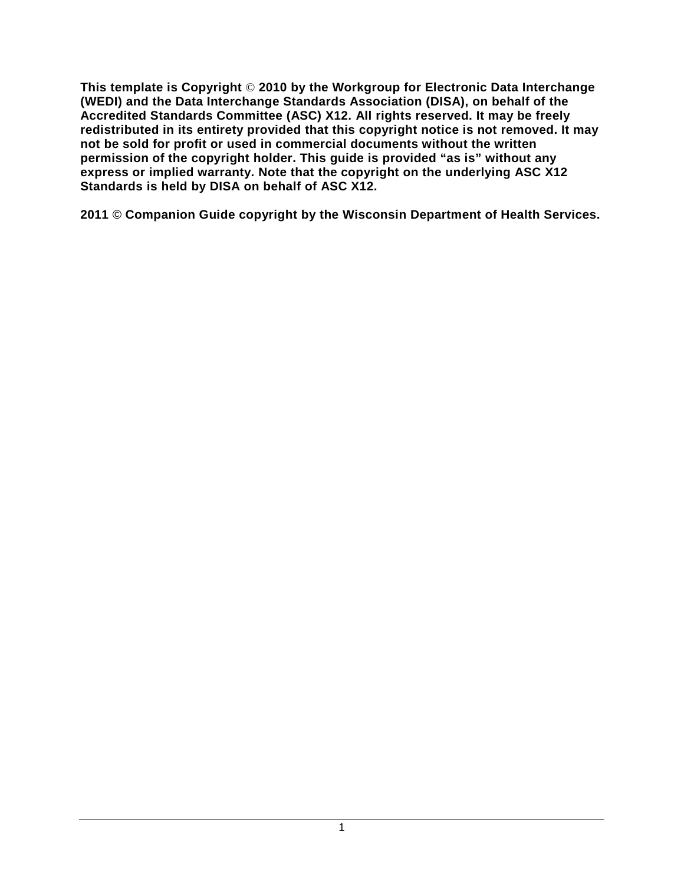**This template is Copyright © 2010 by the Workgroup for Electronic Data Interchange (WEDI) and the Data Interchange Standards Association (DISA), on behalf of the Accredited Standards Committee (ASC) X12. All rights reserved. It may be freely redistributed in its entirety provided that this copyright notice is not removed. It may not be sold for profit or used in commercial documents without the written permission of the copyright holder. This guide is provided "as is" without any express or implied warranty. Note that the copyright on the underlying ASC X12 Standards is held by DISA on behalf of ASC X12.**

**2011 © Companion Guide copyright by the Wisconsin Department of Health Services.**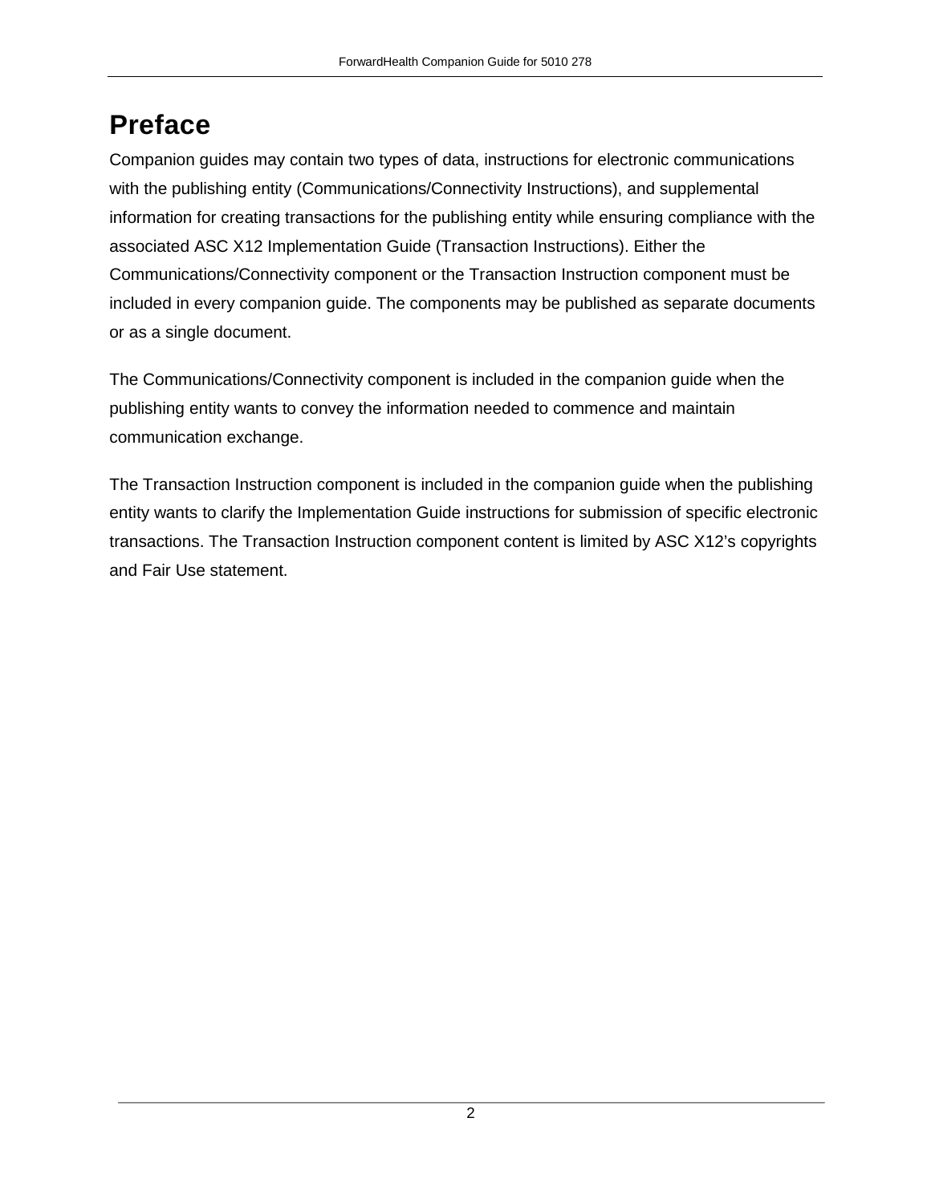# Preface

Companion guides may contain two types of data, instructions for electronic communications with the publishing entity (Communications/Connectivity Instructions), and supplemental information for creating transactions for the publishing entity while ensuring compliance with the associated ASC X12 Implementation Guide (Transaction Instructions). Either the Communications/Connectivity component or the Transaction Instruction component must be included in every companion guide. The components may be published as separate documents or as a single document.

The Communications/Connectivity component is included in the companion guide when the publishing entity wants to convey the information needed to commence and maintain communication exchange.

The Transaction Instruction component is included in the companion guide when the publishing entity wants to clarify the Implementation Guide instructions for submission of specific electronic transactions. The Transaction Instruction component content is limited by ASC X12's copyrights and Fair Use statement.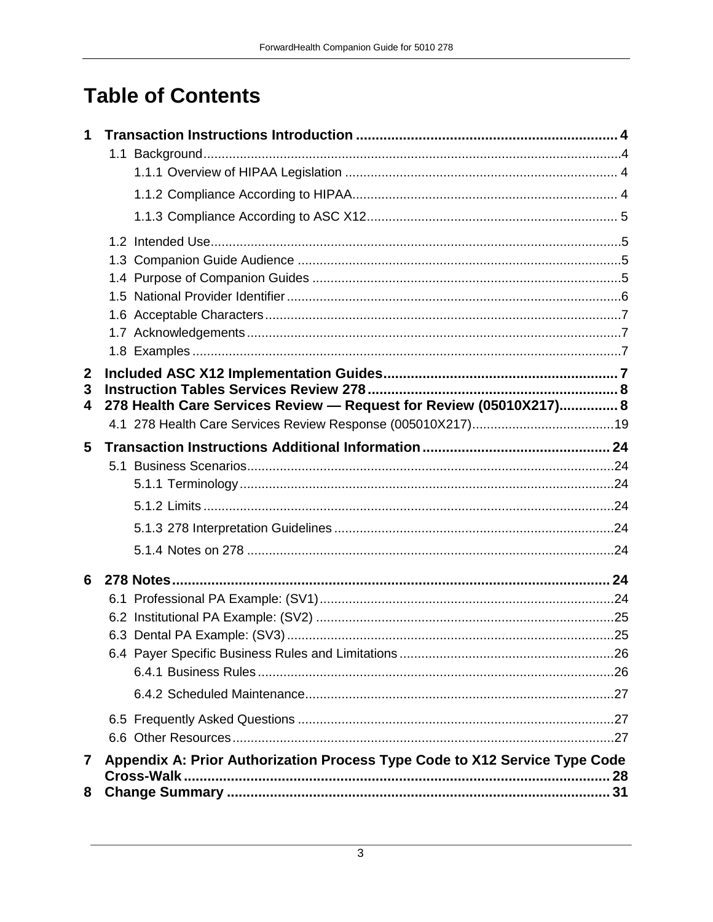# Table of Contents

**1 Transaction Instructions Introduction .................................................................. 4**

- 1.1 Background........................................................................................................4
  - 1.1.1 Overview of HIPAA Legislation ........................................................................ 4
  - 1.1.2 Compliance According to HIPAA........................................................................ 4
  - 1.1.3 Compliance According to ASC X12.................................................................... 5
- 1.2 Intended Use........................................................................................................5
- 1.3 Companion Guide Audience ...............................................................................5
- 1.4 Purpose of Companion Guides ...........................................................................5
- 1.5 National Provider Identifier..................................................................................6
- 1.6 Acceptable Characters........................................................................................7
- 1.7 Acknowledgements.............................................................................................7
- 1.8 Examples............................................................................................................7

**2 Included ASC X12 Implementation Guides........................................................... 7**

**3 Instruction Tables Services Review 278................................................................ 8**

**4 278 Health Care Services Review — Request for Review (05010X217)............... 8**

- 4.1 278 Health Care Services Review Response (005010X217).......................................19

**5 Transaction Instructions Additional Information................................................ 24**

- 5.1 Business Scenarios...........................................................................................24
  - 5.1.1 Terminology..................................................................................................24
  - 5.1.2 Limits ...........................................................................................................24
  - 5.1.3 278 Interpretation Guidelines ........................................................................24
  - 5.1.4 Notes on 278 ................................................................................................24

**6 278 Notes................................................................................................................ 24**

- 6.1 Professional PA Example: (SV1).......................................................................24
- 6.2 Institutional PA Example: (SV2) ........................................................................25
- 6.3 Dental PA Example: (SV3) ................................................................................25
- 6.4 Payer Specific Business Rules and Limitations..................................................26
  - 6.4.1 Business Rules ..............................................................................................26
  - 6.4.2 Scheduled Maintenance.................................................................................27
- 6.5 Frequently Asked Questions .............................................................................27
- 6.6 Other Resources...............................................................................................27

**7 Appendix A: Prior Authorization Process Type Code to X12 Service Type Code Cross-Walk............................................................................................................ 28**

**8 Change Summary ................................................................................................. 31**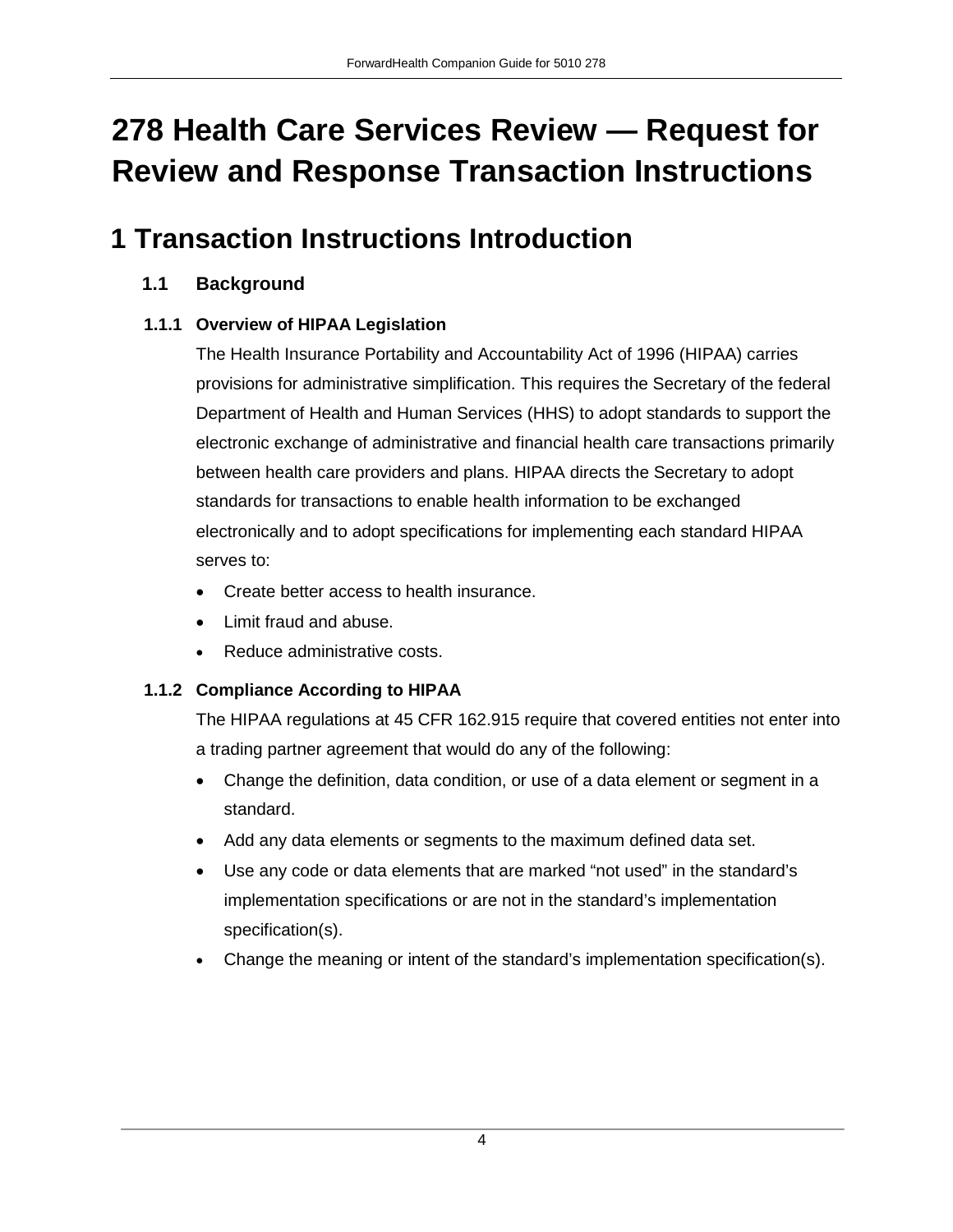# 278 Health Care Services Review — Request for Review and Response Transaction Instructions

# 1 Transaction Instructions Introduction

## 1.1 Background

### 1.1.1 Overview of HIPAA Legislation

The Health Insurance Portability and Accountability Act of 1996 (HIPAA) carries provisions for administrative simplification. This requires the Secretary of the federal Department of Health and Human Services (HHS) to adopt standards to support the electronic exchange of administrative and financial health care transactions primarily between health care providers and plans. HIPAA directs the Secretary to adopt standards for transactions to enable health information to be exchanged electronically and to adopt specifications for implementing each standard HIPAA serves to:

- Create better access to health insurance.
- Limit fraud and abuse.
- Reduce administrative costs.

### 1.1.2 Compliance According to HIPAA

The HIPAA regulations at 45 CFR 162.915 require that covered entities not enter into a trading partner agreement that would do any of the following:

- Change the definition, data condition, or use of a data element or segment in a standard.
- Add any data elements or segments to the maximum defined data set.
- Use any code or data elements that are marked “not used” in the standard’s implementation specifications or are not in the standard’s implementation specification(s).
- Change the meaning or intent of the standard’s implementation specification(s).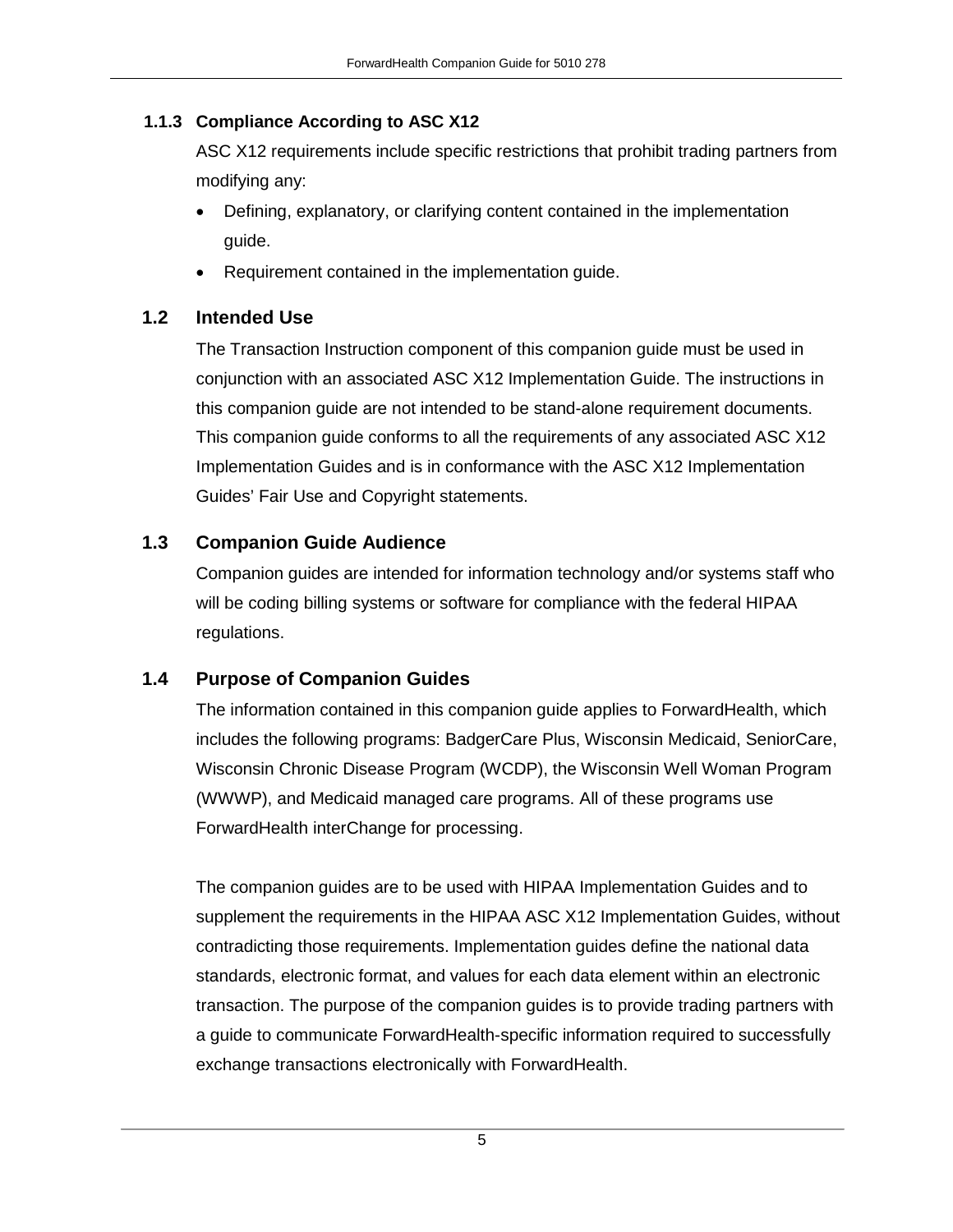### 1.1.3 Compliance According to ASC X12

ASC X12 requirements include specific restrictions that prohibit trading partners from modifying any:

- Defining, explanatory, or clarifying content contained in the implementation guide.
- Requirement contained in the implementation guide.

## 1.2 Intended Use

The Transaction Instruction component of this companion guide must be used in conjunction with an associated ASC X12 Implementation Guide. The instructions in this companion guide are not intended to be stand-alone requirement documents. This companion guide conforms to all the requirements of any associated ASC X12 Implementation Guides and is in conformance with the ASC X12 Implementation Guides' Fair Use and Copyright statements.

## 1.3 Companion Guide Audience

Companion guides are intended for information technology and/or systems staff who will be coding billing systems or software for compliance with the federal HIPAA regulations.

## 1.4 Purpose of Companion Guides

The information contained in this companion guide applies to ForwardHealth, which includes the following programs: BadgerCare Plus, Wisconsin Medicaid, SeniorCare, Wisconsin Chronic Disease Program (WCDP), the Wisconsin Well Woman Program (WWWP), and Medicaid managed care programs. All of these programs use ForwardHealth interChange for processing.

The companion guides are to be used with HIPAA Implementation Guides and to supplement the requirements in the HIPAA ASC X12 Implementation Guides, without contradicting those requirements. Implementation guides define the national data standards, electronic format, and values for each data element within an electronic transaction. The purpose of the companion guides is to provide trading partners with a guide to communicate ForwardHealth-specific information required to successfully exchange transactions electronically with ForwardHealth.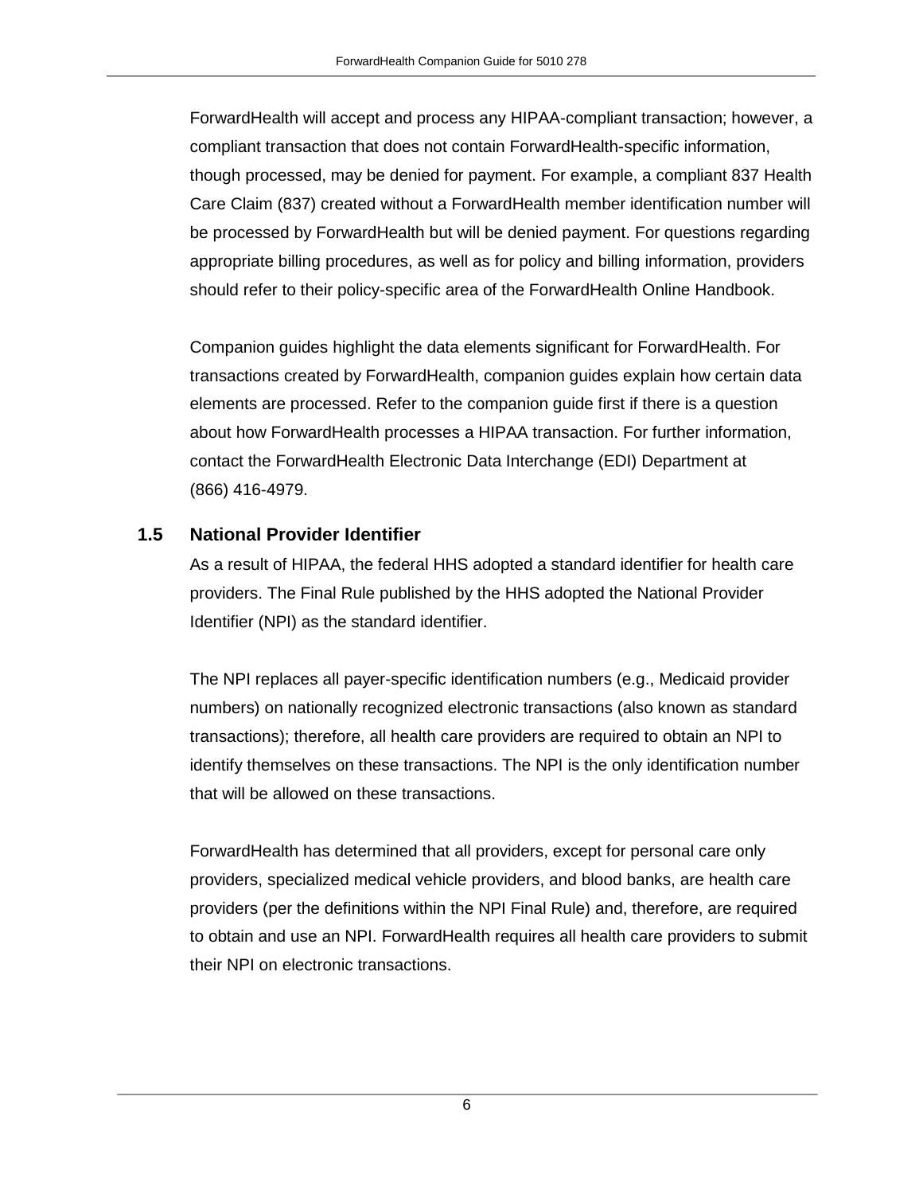ForwardHealth will accept and process any HIPAA-compliant transaction; however, a compliant transaction that does not contain ForwardHealth-specific information, though processed, may be denied for payment. For example, a compliant 837 Health Care Claim (837) created without a ForwardHealth member identification number will be processed by ForwardHealth but will be denied payment. For questions regarding appropriate billing procedures, as well as for policy and billing information, providers should refer to their policy-specific area of the ForwardHealth Online Handbook.

Companion guides highlight the data elements significant for ForwardHealth. For transactions created by ForwardHealth, companion guides explain how certain data elements are processed. Refer to the companion guide first if there is a question about how ForwardHealth processes a HIPAA transaction. For further information, contact the ForwardHealth Electronic Data Interchange (EDI) Department at (866) 416-4979.

## 1.5 National Provider Identifier

As a result of HIPAA, the federal HHS adopted a standard identifier for health care providers. The Final Rule published by the HHS adopted the National Provider Identifier (NPI) as the standard identifier.

The NPI replaces all payer-specific identification numbers (e.g., Medicaid provider numbers) on nationally recognized electronic transactions (also known as standard transactions); therefore, all health care providers are required to obtain an NPI to identify themselves on these transactions. The NPI is the only identification number that will be allowed on these transactions.

ForwardHealth has determined that all providers, except for personal care only providers, specialized medical vehicle providers, and blood banks, are health care providers (per the definitions within the NPI Final Rule) and, therefore, are required to obtain and use an NPI. ForwardHealth requires all health care providers to submit their NPI on electronic transactions.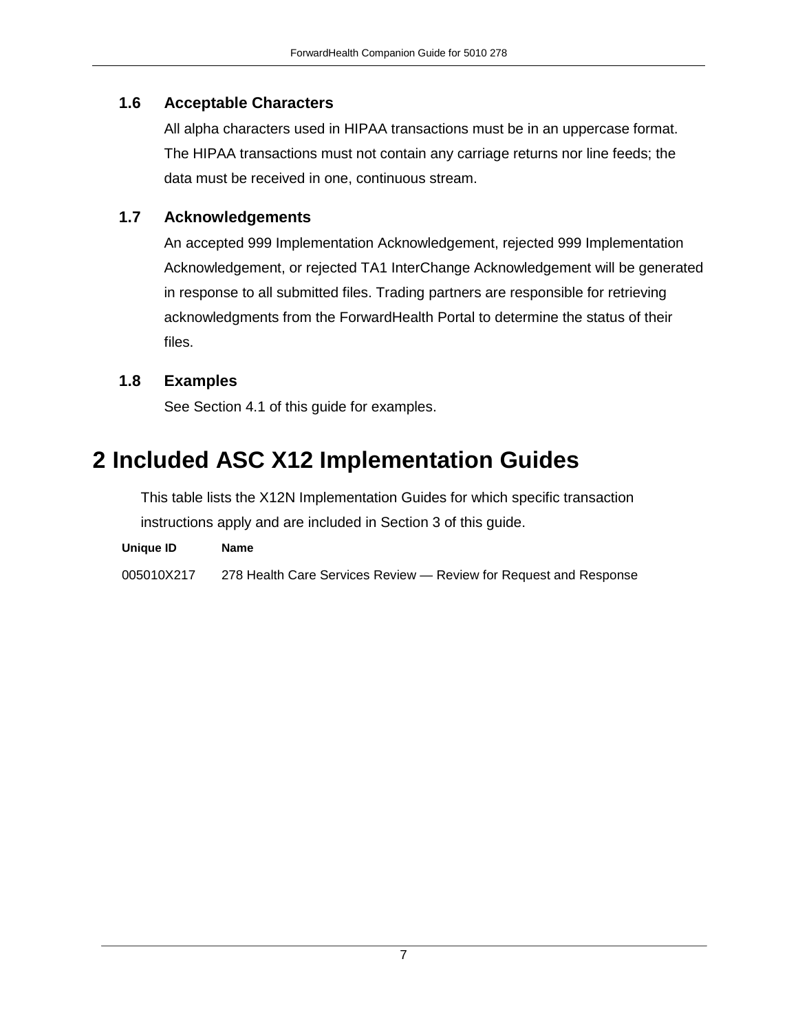### 1.6 Acceptable Characters

All alpha characters used in HIPAA transactions must be in an uppercase format. The HIPAA transactions must not contain any carriage returns nor line feeds; the data must be received in one, continuous stream.

### 1.7 Acknowledgements

An accepted 999 Implementation Acknowledgement, rejected 999 Implementation Acknowledgement, or rejected TA1 InterChange Acknowledgement will be generated in response to all submitted files. Trading partners are responsible for retrieving acknowledgments from the ForwardHealth Portal to determine the status of their files.

### 1.8 Examples

See Section 4.1 of this guide for examples.

# 2 Included ASC X12 Implementation Guides

This table lists the X12N Implementation Guides for which specific transaction instructions apply and are included in Section 3 of this guide.

| Unique ID | Name |
| --- | --- |
| 005010X217 | 278 Health Care Services Review — Review for Request and Response |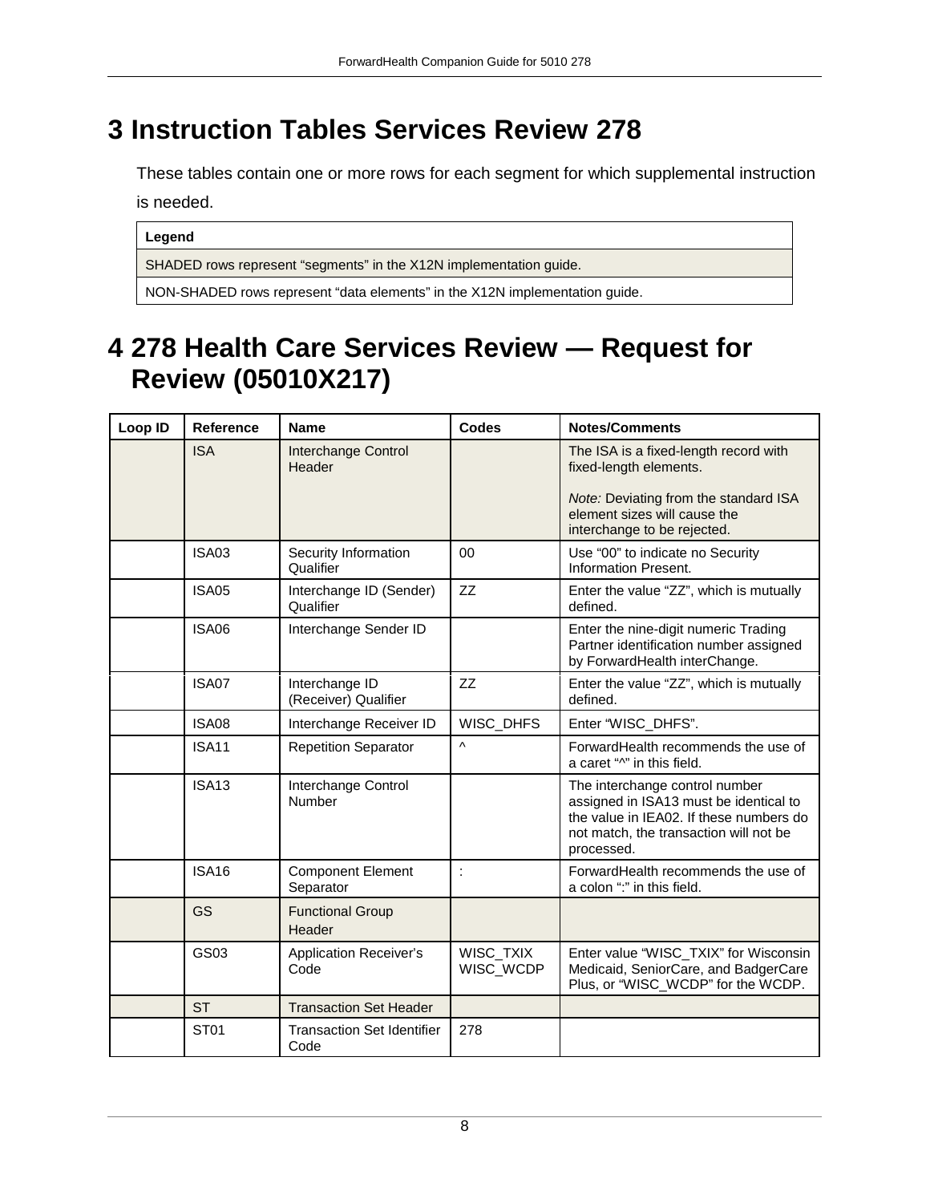# 3 Instruction Tables Services Review 278

These tables contain one or more rows for each segment for which supplemental instruction is needed.

| Legend |
|---|
| SHADED rows represent “segments” in the X12N implementation guide. |
| NON-SHADED rows represent “data elements” in the X12N implementation guide. |

# 4 278 Health Care Services Review — Request for Review (05010X217)

| Loop ID | Reference | Name | Codes | Notes/Comments |
|---|---|---|---|---|
| | ISA | Interchange Control Header | | The ISA is a fixed-length record with fixed-length elements.<br><br>*Note:* Deviating from the standard ISA element sizes will cause the interchange to be rejected. |
| | ISA03 | Security Information Qualifier | 00 | Use “00” to indicate no Security Information Present. |
| | ISA05 | Interchange ID (Sender) Qualifier | ZZ | Enter the value “ZZ”, which is mutually defined. |
| | ISA06 | Interchange Sender ID | | Enter the nine-digit numeric Trading Partner identification number assigned by ForwardHealth interChange. |
| | ISA07 | Interchange ID (Receiver) Qualifier | ZZ | Enter the value “ZZ”, which is mutually defined. |
| | ISA08 | Interchange Receiver ID | WISC_DHFS | Enter “WISC_DHFS”. |
| | ISA11 | Repetition Separator | ^ | ForwardHealth recommends the use of a caret “^” in this field. |
| | ISA13 | Interchange Control Number | | The interchange control number assigned in ISA13 must be identical to the value in IEA02. If these numbers do not match, the transaction will not be processed. |
| | ISA16 | Component Element Separator | : | ForwardHealth recommends the use of a colon “:” in this field. |
| | GS | Functional Group Header | | |
| | GS03 | Application Receiver’s Code | WISC_TXIX<br>WISC_WCDP | Enter value “WISC_TXIX” for Wisconsin Medicaid, SeniorCare, and BadgerCare Plus, or “WISC_WCDP” for the WCDP. |
| | ST | Transaction Set Header | | |
| | ST01 | Transaction Set Identifier Code | 278 | |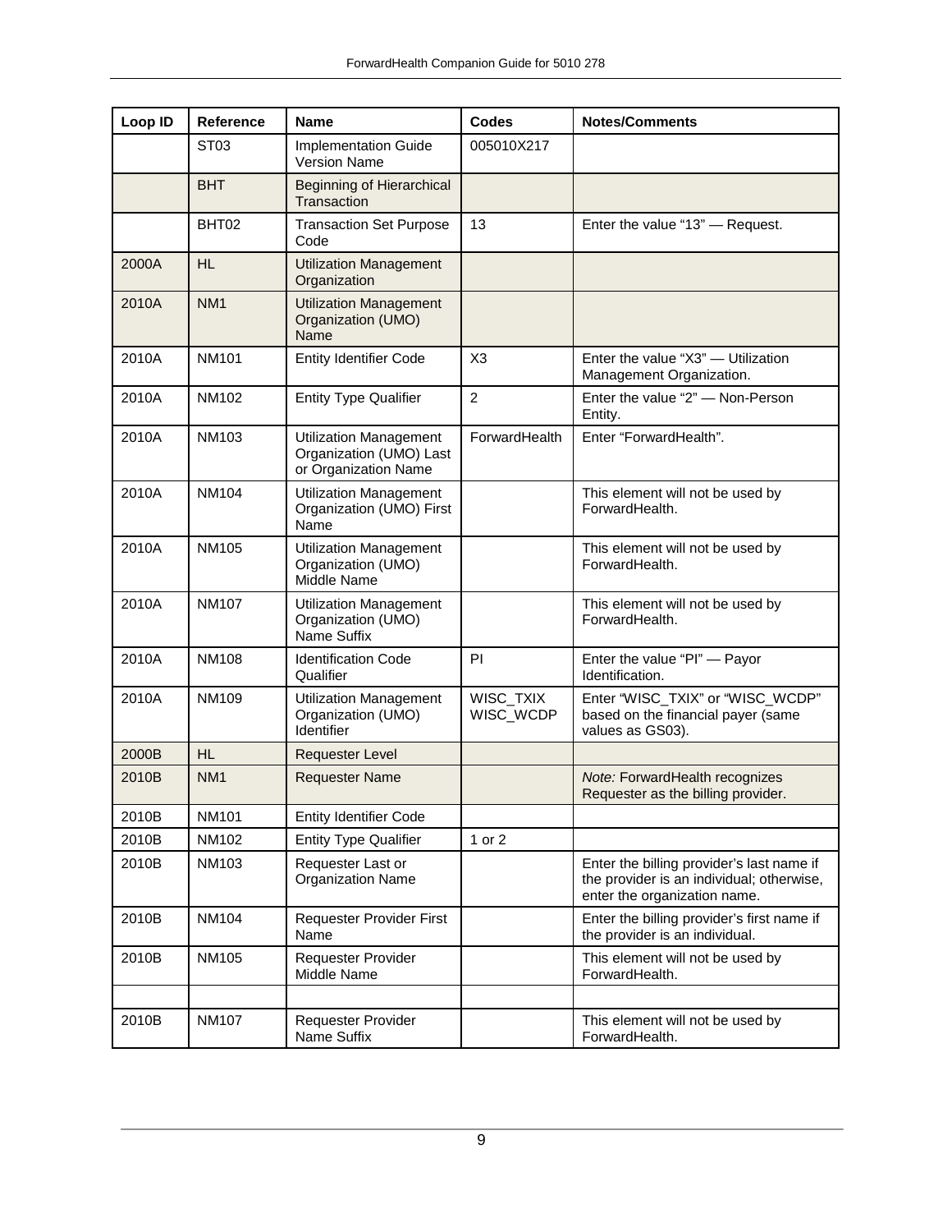| Loop ID | Reference | Name | Codes | Notes/Comments |
| --- | --- | --- | --- | --- |
| | ST03 | Implementation Guide Version Name | 005010X217 | |
| | BHT | Beginning of Hierarchical Transaction | | |
| | BHT02 | Transaction Set Purpose Code | 13 | Enter the value "13" — Request. |
| 2000A | HL | Utilization Management Organization | | |
| 2010A | NM1 | Utilization Management Organization (UMO) Name | | |
| 2010A | NM101 | Entity Identifier Code | X3 | Enter the value "X3" — Utilization Management Organization. |
| 2010A | NM102 | Entity Type Qualifier | 2 | Enter the value "2" — Non-Person Entity. |
| 2010A | NM103 | Utilization Management Organization (UMO) Last or Organization Name | ForwardHealth | Enter "ForwardHealth". |
| 2010A | NM104 | Utilization Management Organization (UMO) First Name | | This element will not be used by ForwardHealth. |
| 2010A | NM105 | Utilization Management Organization (UMO) Middle Name | | This element will not be used by ForwardHealth. |
| 2010A | NM107 | Utilization Management Organization (UMO) Name Suffix | | This element will not be used by ForwardHealth. |
| 2010A | NM108 | Identification Code Qualifier | PI | Enter the value "PI" — Payor Identification. |
| 2010A | NM109 | Utilization Management Organization (UMO) Identifier | WISC_TXIX WISC_WCDP | Enter "WISC_TXIX" or "WISC_WCDP" based on the financial payer (same values as GS03). |
| 2000B | HL | Requester Level | | |
| 2010B | NM1 | Requester Name | | *Note:* ForwardHealth recognizes Requester as the billing provider. |
| 2010B | NM101 | Entity Identifier Code | | |
| 2010B | NM102 | Entity Type Qualifier | 1 or 2 | |
| 2010B | NM103 | Requester Last or Organization Name | | Enter the billing provider's last name if the provider is an individual; otherwise, enter the organization name. |
| 2010B | NM104 | Requester Provider First Name | | Enter the billing provider's first name if the provider is an individual. |
| 2010B | NM105 | Requester Provider Middle Name | | This element will not be used by ForwardHealth. |
| | | | | |
| 2010B | NM107 | Requester Provider Name Suffix | | This element will not be used by ForwardHealth. |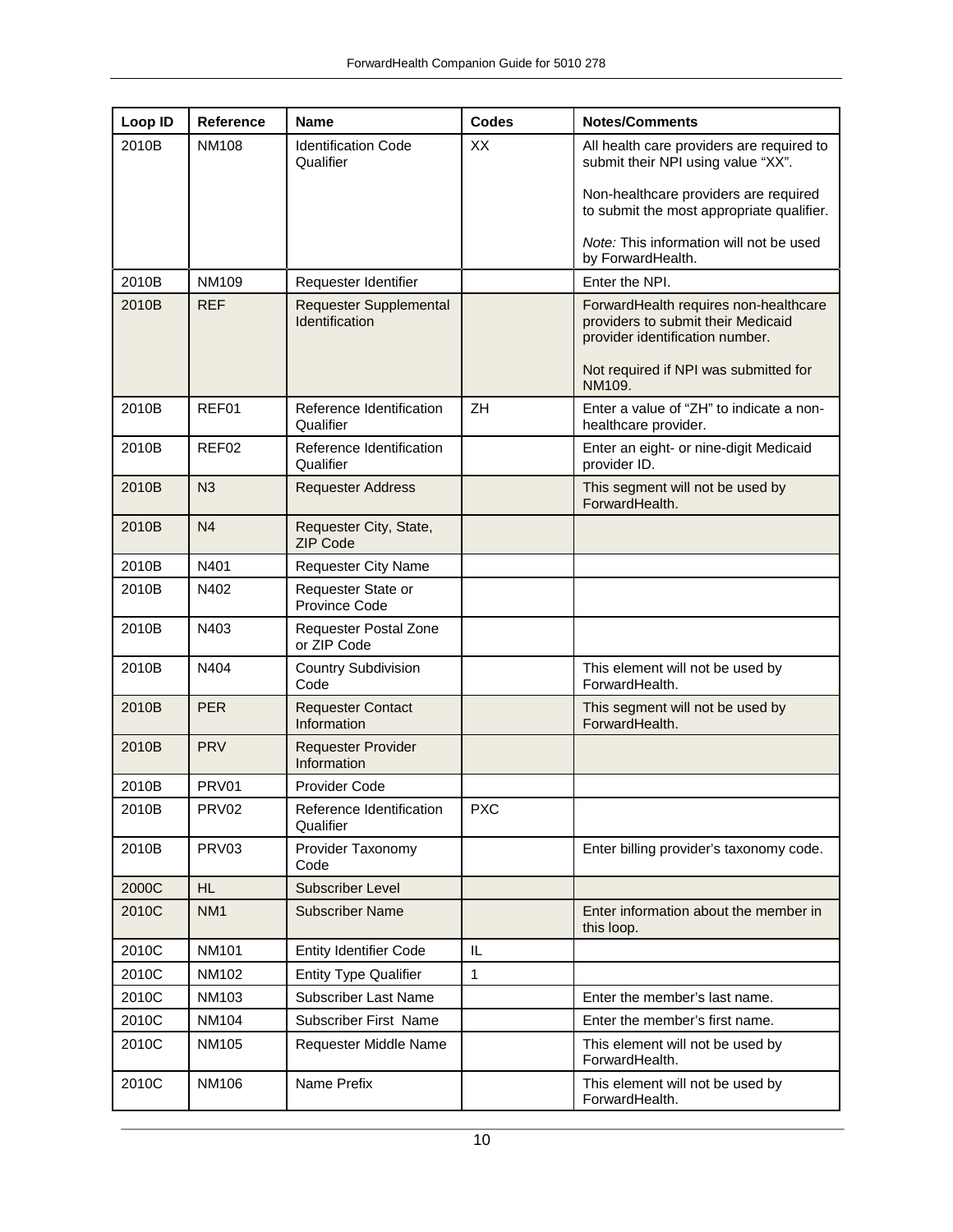| Loop ID | Reference | Name | Codes | Notes/Comments |
|---|---|---|---|---|
| 2010B | NM108 | Identification Code Qualifier | XX | All health care providers are required to submit their NPI using value "XX".<br><br>Non-healthcare providers are required to submit the most appropriate qualifier.<br><br>*Note:* This information will not be used by ForwardHealth. |
| 2010B | NM109 | Requester Identifier | | Enter the NPI. |
| 2010B | REF | Requester Supplemental Identification | | ForwardHealth requires non-healthcare providers to submit their Medicaid provider identification number.<br><br>Not required if NPI was submitted for NM109. |
| 2010B | REF01 | Reference Identification Qualifier | ZH | Enter a value of "ZH" to indicate a non-healthcare provider. |
| 2010B | REF02 | Reference Identification Qualifier | | Enter an eight- or nine-digit Medicaid provider ID. |
| 2010B | N3 | Requester Address | | This segment will not be used by ForwardHealth. |
| 2010B | N4 | Requester City, State, ZIP Code | | |
| 2010B | N401 | Requester City Name | | |
| 2010B | N402 | Requester State or Province Code | | |
| 2010B | N403 | Requester Postal Zone or ZIP Code | | |
| 2010B | N404 | Country Subdivision Code | | This element will not be used by ForwardHealth. |
| 2010B | PER | Requester Contact Information | | This segment will not be used by ForwardHealth. |
| 2010B | PRV | Requester Provider Information | | |
| 2010B | PRV01 | Provider Code | | |
| 2010B | PRV02 | Reference Identification Qualifier | PXC | |
| 2010B | PRV03 | Provider Taxonomy Code | | Enter billing provider's taxonomy code. |
| 2000C | HL | Subscriber Level | | |
| 2010C | NM1 | Subscriber Name | | Enter information about the member in this loop. |
| 2010C | NM101 | Entity Identifier Code | IL | |
| 2010C | NM102 | Entity Type Qualifier | 1 | |
| 2010C | NM103 | Subscriber Last Name | | Enter the member's last name. |
| 2010C | NM104 | Subscriber First Name | | Enter the member's first name. |
| 2010C | NM105 | Requester Middle Name | | This element will not be used by ForwardHealth. |
| 2010C | NM106 | Name Prefix | | This element will not be used by ForwardHealth. |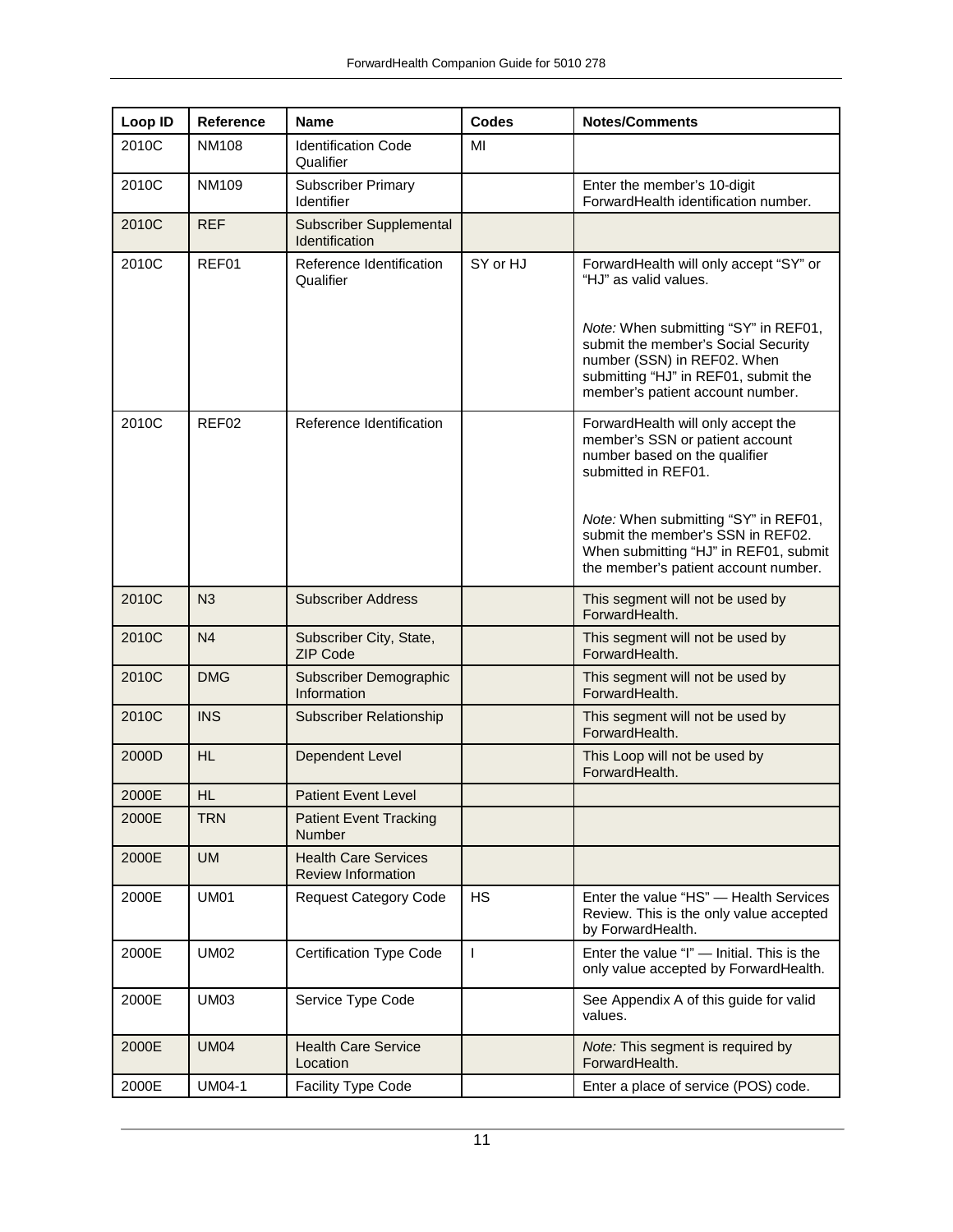| Loop ID | Reference | Name | Codes | Notes/Comments |
|---|---|---|---|---|
| 2010C | NM108 | Identification Code Qualifier | MI | |
| 2010C | NM109 | Subscriber Primary Identifier | | Enter the member's 10-digit ForwardHealth identification number. |
| 2010C | REF | Subscriber Supplemental Identification | | |
| 2010C | REF01 | Reference Identification Qualifier | SY or HJ | ForwardHealth will only accept "SY" or "HJ" as valid values.<br><br>*Note:* When submitting "SY" in REF01, submit the member's Social Security number (SSN) in REF02. When submitting "HJ" in REF01, submit the member's patient account number. |
| 2010C | REF02 | Reference Identification | | ForwardHealth will only accept the member's SSN or patient account number based on the qualifier submitted in REF01.<br><br>*Note:* When submitting "SY" in REF01, submit the member's SSN in REF02. When submitting "HJ" in REF01, submit the member's patient account number. |
| 2010C | N3 | Subscriber Address | | This segment will not be used by ForwardHealth. |
| 2010C | N4 | Subscriber City, State, ZIP Code | | This segment will not be used by ForwardHealth. |
| 2010C | DMG | Subscriber Demographic Information | | This segment will not be used by ForwardHealth. |
| 2010C | INS | Subscriber Relationship | | This segment will not be used by ForwardHealth. |
| 2000D | HL | Dependent Level | | This Loop will not be used by ForwardHealth. |
| 2000E | HL | Patient Event Level | | |
| 2000E | TRN | Patient Event Tracking Number | | |
| 2000E | UM | Health Care Services Review Information | | |
| 2000E | UM01 | Request Category Code | HS | Enter the value "HS" — Health Services Review. This is the only value accepted by ForwardHealth. |
| 2000E | UM02 | Certification Type Code | I | Enter the value "I" — Initial. This is the only value accepted by ForwardHealth. |
| 2000E | UM03 | Service Type Code | | See Appendix A of this guide for valid values. |
| 2000E | UM04 | Health Care Service Location | | *Note:* This segment is required by ForwardHealth. |
| 2000E | UM04-1 | Facility Type Code | | Enter a place of service (POS) code. |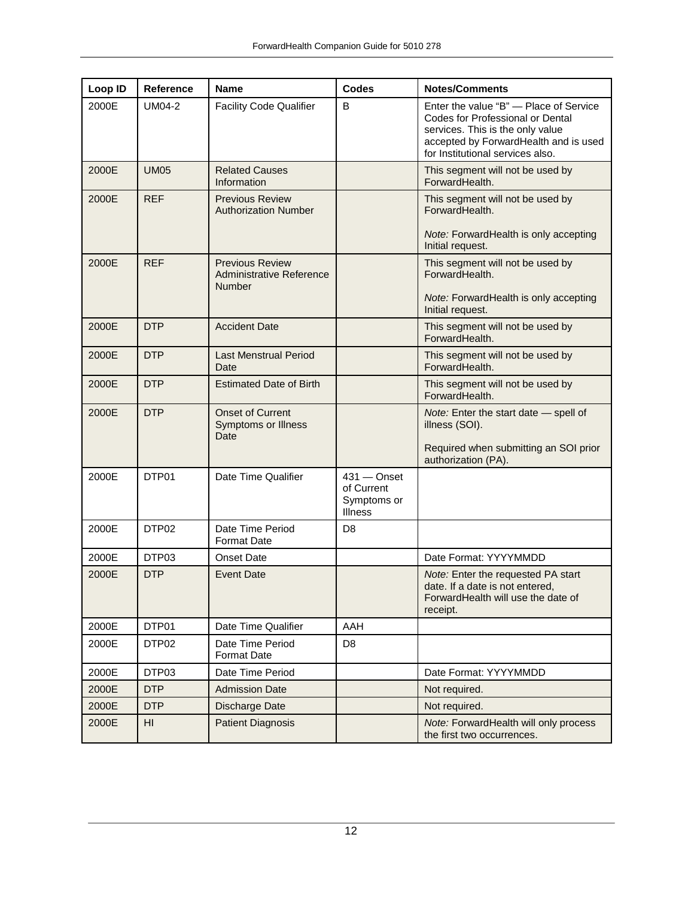| Loop ID | Reference | Name | Codes | Notes/Comments |
|---|---|---|---|---|
| 2000E | UM04-2 | Facility Code Qualifier | B | Enter the value “B” — Place of Service Codes for Professional or Dental services. This is the only value accepted by ForwardHealth and is used for Institutional services also. |
| 2000E | UM05 | Related Causes Information | | This segment will not be used by ForwardHealth. |
| 2000E | REF | Previous Review Authorization Number | | This segment will not be used by ForwardHealth.<br><br>*Note:* ForwardHealth is only accepting Initial request. |
| 2000E | REF | Previous Review Administrative Reference Number | | This segment will not be used by ForwardHealth.<br><br>*Note:* ForwardHealth is only accepting Initial request. |
| 2000E | DTP | Accident Date | | This segment will not be used by ForwardHealth. |
| 2000E | DTP | Last Menstrual Period Date | | This segment will not be used by ForwardHealth. |
| 2000E | DTP | Estimated Date of Birth | | This segment will not be used by ForwardHealth. |
| 2000E | DTP | Onset of Current Symptoms or Illness Date | | *Note:* Enter the start date — spell of illness (SOI).<br><br>Required when submitting an SOI prior authorization (PA). |
| 2000E | DTP01 | Date Time Qualifier | 431 — Onset of Current Symptoms or Illness | |
| 2000E | DTP02 | Date Time Period Format Date | D8 | |
| 2000E | DTP03 | Onset Date | | Date Format: YYYYMMDD |
| 2000E | DTP | Event Date | | *Note:* Enter the requested PA start date. If a date is not entered, ForwardHealth will use the date of receipt. |
| 2000E | DTP01 | Date Time Qualifier | AAH | |
| 2000E | DTP02 | Date Time Period Format Date | D8 | |
| 2000E | DTP03 | Date Time Period | | Date Format: YYYYMMDD |
| 2000E | DTP | Admission Date | | Not required. |
| 2000E | DTP | Discharge Date | | Not required. |
| 2000E | HI | Patient Diagnosis | | *Note:* ForwardHealth will only process the first two occurrences. |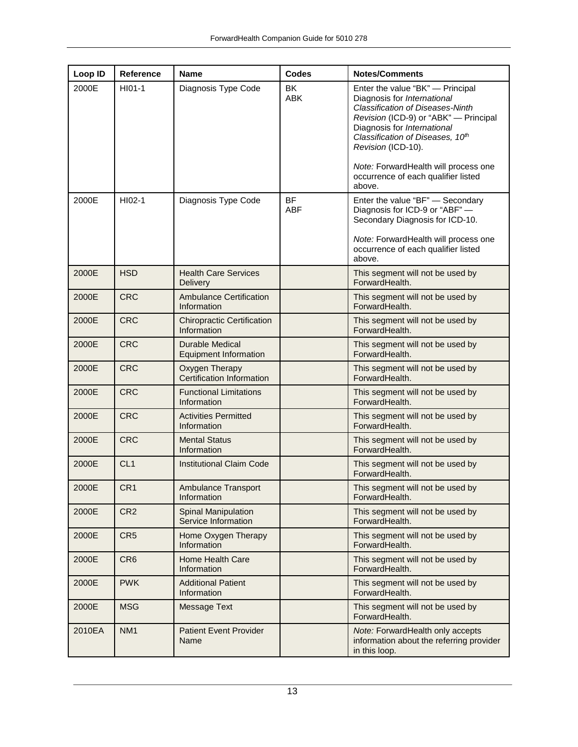| Loop ID | Reference | Name | Codes | Notes/Comments |
|---|---|---|---|---|
| 2000E | HI01-1 | Diagnosis Type Code | BK<br>ABK | Enter the value "BK" — Principal Diagnosis for *International Classification of Diseases-Ninth Revision* (ICD-9) or "ABK" — Principal Diagnosis for *International Classification of Diseases, 10th Revision* (ICD-10).<br><br>*Note:* ForwardHealth will process one occurrence of each qualifier listed above. |
| 2000E | HI02-1 | Diagnosis Type Code | BF<br>ABF | Enter the value "BF" — Secondary Diagnosis for ICD-9 or "ABF" — Secondary Diagnosis for ICD-10.<br><br>*Note:* ForwardHealth will process one occurrence of each qualifier listed above. |
| 2000E | HSD | Health Care Services Delivery | | This segment will not be used by ForwardHealth. |
| 2000E | CRC | Ambulance Certification Information | | This segment will not be used by ForwardHealth. |
| 2000E | CRC | Chiropractic Certification Information | | This segment will not be used by ForwardHealth. |
| 2000E | CRC | Durable Medical Equipment Information | | This segment will not be used by ForwardHealth. |
| 2000E | CRC | Oxygen Therapy Certification Information | | This segment will not be used by ForwardHealth. |
| 2000E | CRC | Functional Limitations Information | | This segment will not be used by ForwardHealth. |
| 2000E | CRC | Activities Permitted Information | | This segment will not be used by ForwardHealth. |
| 2000E | CRC | Mental Status Information | | This segment will not be used by ForwardHealth. |
| 2000E | CL1 | Institutional Claim Code | | This segment will not be used by ForwardHealth. |
| 2000E | CR1 | Ambulance Transport Information | | This segment will not be used by ForwardHealth. |
| 2000E | CR2 | Spinal Manipulation Service Information | | This segment will not be used by ForwardHealth. |
| 2000E | CR5 | Home Oxygen Therapy Information | | This segment will not be used by ForwardHealth. |
| 2000E | CR6 | Home Health Care Information | | This segment will not be used by ForwardHealth. |
| 2000E | PWK | Additional Patient Information | | This segment will not be used by ForwardHealth. |
| 2000E | MSG | Message Text | | This segment will not be used by ForwardHealth. |
| 2010EA | NM1 | Patient Event Provider Name | | *Note:* ForwardHealth only accepts information about the referring provider in this loop. |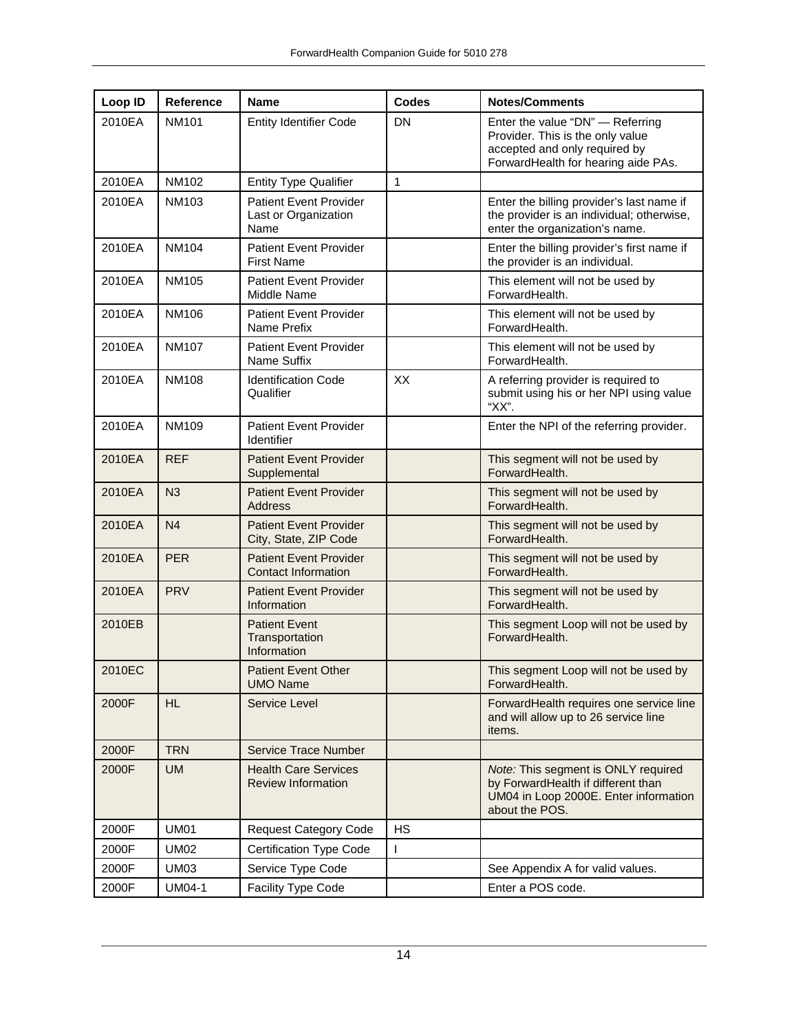| Loop ID | Reference | Name | Codes | Notes/Comments |
|---|---|---|---|---|
| 2010EA | NM101 | Entity Identifier Code | DN | Enter the value "DN" — Referring Provider. This is the only value accepted and only required by ForwardHealth for hearing aide PAs. |
| 2010EA | NM102 | Entity Type Qualifier | 1 | |
| 2010EA | NM103 | Patient Event Provider Last or Organization Name | | Enter the billing provider's last name if the provider is an individual; otherwise, enter the organization's name. |
| 2010EA | NM104 | Patient Event Provider First Name | | Enter the billing provider's first name if the provider is an individual. |
| 2010EA | NM105 | Patient Event Provider Middle Name | | This element will not be used by ForwardHealth. |
| 2010EA | NM106 | Patient Event Provider Name Prefix | | This element will not be used by ForwardHealth. |
| 2010EA | NM107 | Patient Event Provider Name Suffix | | This element will not be used by ForwardHealth. |
| 2010EA | NM108 | Identification Code Qualifier | XX | A referring provider is required to submit using his or her NPI using value "XX". |
| 2010EA | NM109 | Patient Event Provider Identifier | | Enter the NPI of the referring provider. |
| 2010EA | REF | Patient Event Provider Supplemental | | This segment will not be used by ForwardHealth. |
| 2010EA | N3 | Patient Event Provider Address | | This segment will not be used by ForwardHealth. |
| 2010EA | N4 | Patient Event Provider City, State, ZIP Code | | This segment will not be used by ForwardHealth. |
| 2010EA | PER | Patient Event Provider Contact Information | | This segment will not be used by ForwardHealth. |
| 2010EA | PRV | Patient Event Provider Information | | This segment will not be used by ForwardHealth. |
| 2010EB | | Patient Event Transportation Information | | This segment Loop will not be used by ForwardHealth. |
| 2010EC | | Patient Event Other UMO Name | | This segment Loop will not be used by ForwardHealth. |
| 2000F | HL | Service Level | | ForwardHealth requires one service line and will allow up to 26 service line items. |
| 2000F | TRN | Service Trace Number | | |
| 2000F | UM | Health Care Services Review Information | | *Note:* This segment is ONLY required by ForwardHealth if different than UM04 in Loop 2000E. Enter information about the POS. |
| 2000F | UM01 | Request Category Code | HS | |
| 2000F | UM02 | Certification Type Code | I | |
| 2000F | UM03 | Service Type Code | | See Appendix A for valid values. |
| 2000F | UM04-1 | Facility Type Code | | Enter a POS code. |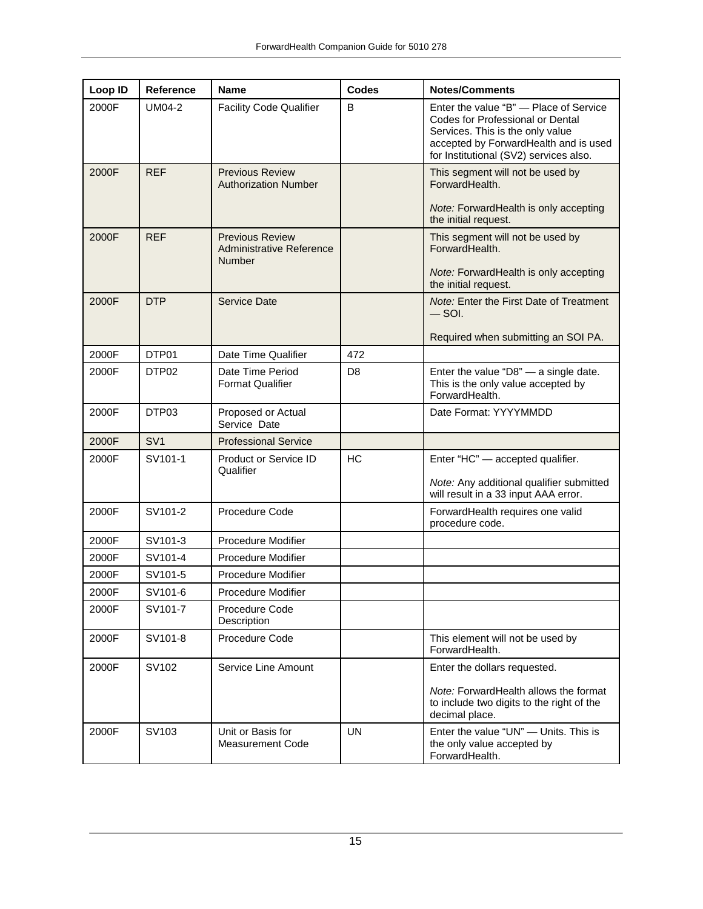| Loop ID | Reference | Name | Codes | Notes/Comments |
|---|---|---|---|---|
| 2000F | UM04-2 | Facility Code Qualifier | B | Enter the value "B" — Place of Service Codes for Professional or Dental Services. This is the only value accepted by ForwardHealth and is used for Institutional (SV2) services also. |
| 2000F | REF | Previous Review Authorization Number | | This segment will not be used by ForwardHealth.<br><br>*Note:* ForwardHealth is only accepting the initial request. |
| 2000F | REF | Previous Review Administrative Reference Number | | This segment will not be used by ForwardHealth.<br><br>*Note:* ForwardHealth is only accepting the initial request. |
| 2000F | DTP | Service Date | | *Note:* Enter the First Date of Treatment — SOI.<br><br>Required when submitting an SOI PA. |
| 2000F | DTP01 | Date Time Qualifier | 472 | |
| 2000F | DTP02 | Date Time Period Format Qualifier | D8 | Enter the value "D8" — a single date. This is the only value accepted by ForwardHealth. |
| 2000F | DTP03 | Proposed or Actual Service Date | | Date Format: YYYYMMDD |
| 2000F | SV1 | Professional Service | | |
| 2000F | SV101-1 | Product or Service ID Qualifier | HC | Enter "HC" — accepted qualifier.<br><br>*Note:* Any additional qualifier submitted will result in a 33 input AAA error. |
| 2000F | SV101-2 | Procedure Code | | ForwardHealth requires one valid procedure code. |
| 2000F | SV101-3 | Procedure Modifier | | |
| 2000F | SV101-4 | Procedure Modifier | | |
| 2000F | SV101-5 | Procedure Modifier | | |
| 2000F | SV101-6 | Procedure Modifier | | |
| 2000F | SV101-7 | Procedure Code Description | | |
| 2000F | SV101-8 | Procedure Code | | This element will not be used by ForwardHealth. |
| 2000F | SV102 | Service Line Amount | | Enter the dollars requested.<br><br>*Note:* ForwardHealth allows the format to include two digits to the right of the decimal place. |
| 2000F | SV103 | Unit or Basis for Measurement Code | UN | Enter the value "UN" — Units. This is the only value accepted by ForwardHealth. |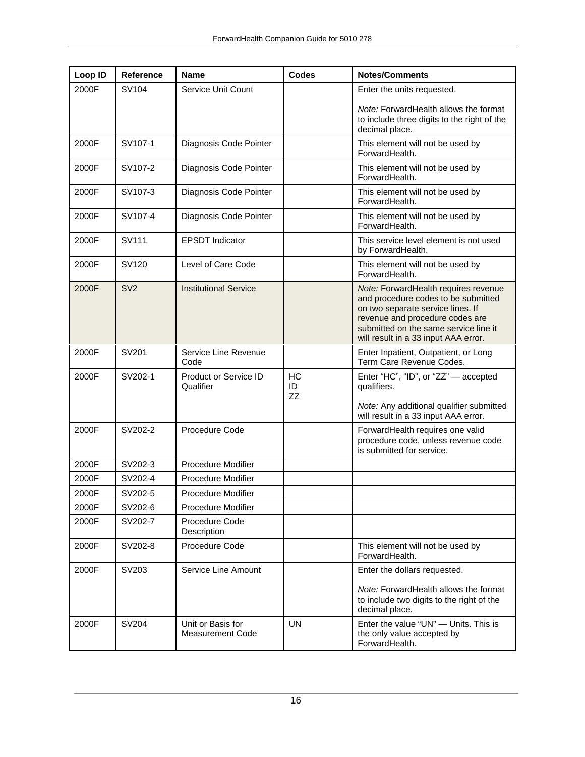| Loop ID | Reference | Name | Codes | Notes/Comments |
|---|---|---|---|---|
| 2000F | SV104 | Service Unit Count | | Enter the units requested.<br><br>*Note:* ForwardHealth allows the format to include three digits to the right of the decimal place. |
| 2000F | SV107-1 | Diagnosis Code Pointer | | This element will not be used by ForwardHealth. |
| 2000F | SV107-2 | Diagnosis Code Pointer | | This element will not be used by ForwardHealth. |
| 2000F | SV107-3 | Diagnosis Code Pointer | | This element will not be used by ForwardHealth. |
| 2000F | SV107-4 | Diagnosis Code Pointer | | This element will not be used by ForwardHealth. |
| 2000F | SV111 | EPSDT Indicator | | This service level element is not used by ForwardHealth. |
| 2000F | SV120 | Level of Care Code | | This element will not be used by ForwardHealth. |
| 2000F | SV2 | Institutional Service | | *Note:* ForwardHealth requires revenue and procedure codes to be submitted on two separate service lines. If revenue and procedure codes are submitted on the same service line it will result in a 33 input AAA error. |
| 2000F | SV201 | Service Line Revenue Code | | Enter Inpatient, Outpatient, or Long Term Care Revenue Codes. |
| 2000F | SV202-1 | Product or Service ID Qualifier | HC<br>ID<br>ZZ | Enter "HC", "ID", or "ZZ" — accepted qualifiers.<br><br>*Note:* Any additional qualifier submitted will result in a 33 input AAA error. |
| 2000F | SV202-2 | Procedure Code | | ForwardHealth requires one valid procedure code, unless revenue code is submitted for service. |
| 2000F | SV202-3 | Procedure Modifier | | |
| 2000F | SV202-4 | Procedure Modifier | | |
| 2000F | SV202-5 | Procedure Modifier | | |
| 2000F | SV202-6 | Procedure Modifier | | |
| 2000F | SV202-7 | Procedure Code Description | | |
| 2000F | SV202-8 | Procedure Code | | This element will not be used by ForwardHealth. |
| 2000F | SV203 | Service Line Amount | | Enter the dollars requested.<br><br>*Note:* ForwardHealth allows the format to include two digits to the right of the decimal place. |
| 2000F | SV204 | Unit or Basis for Measurement Code | UN | Enter the value "UN" — Units. This is the only value accepted by ForwardHealth. |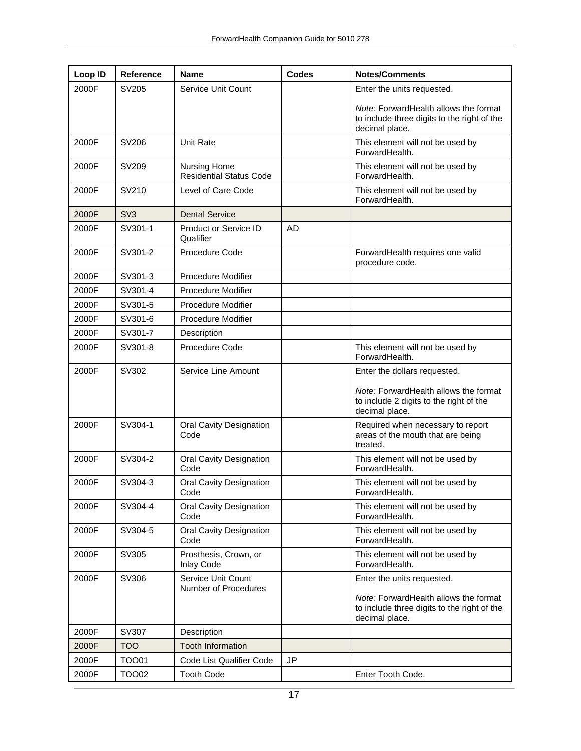| Loop ID | Reference | Name | Codes | Notes/Comments |
|---|---|---|---|---|
| 2000F | SV205 | Service Unit Count | | Enter the units requested.<br><br>*Note:* ForwardHealth allows the format to include three digits to the right of the decimal place. |
| 2000F | SV206 | Unit Rate | | This element will not be used by ForwardHealth. |
| 2000F | SV209 | Nursing Home Residential Status Code | | This element will not be used by ForwardHealth. |
| 2000F | SV210 | Level of Care Code | | This element will not be used by ForwardHealth. |
| 2000F | SV3 | Dental Service | | |
| 2000F | SV301-1 | Product or Service ID Qualifier | AD | |
| 2000F | SV301-2 | Procedure Code | | ForwardHealth requires one valid procedure code. |
| 2000F | SV301-3 | Procedure Modifier | | |
| 2000F | SV301-4 | Procedure Modifier | | |
| 2000F | SV301-5 | Procedure Modifier | | |
| 2000F | SV301-6 | Procedure Modifier | | |
| 2000F | SV301-7 | Description | | |
| 2000F | SV301-8 | Procedure Code | | This element will not be used by ForwardHealth. |
| 2000F | SV302 | Service Line Amount | | Enter the dollars requested.<br><br>*Note:* ForwardHealth allows the format to include 2 digits to the right of the decimal place. |
| 2000F | SV304-1 | Oral Cavity Designation Code | | Required when necessary to report areas of the mouth that are being treated. |
| 2000F | SV304-2 | Oral Cavity Designation Code | | This element will not be used by ForwardHealth. |
| 2000F | SV304-3 | Oral Cavity Designation Code | | This element will not be used by ForwardHealth. |
| 2000F | SV304-4 | Oral Cavity Designation Code | | This element will not be used by ForwardHealth. |
| 2000F | SV304-5 | Oral Cavity Designation Code | | This element will not be used by ForwardHealth. |
| 2000F | SV305 | Prosthesis, Crown, or Inlay Code | | This element will not be used by ForwardHealth. |
| 2000F | SV306 | Service Unit Count Number of Procedures | | Enter the units requested.<br><br>*Note:* ForwardHealth allows the format to include three digits to the right of the decimal place. |
| 2000F | SV307 | Description | | |
| 2000F | TOO | Tooth Information | | |
| 2000F | TOO01 | Code List Qualifier Code | JP | |
| 2000F | TOO02 | Tooth Code | | Enter Tooth Code. |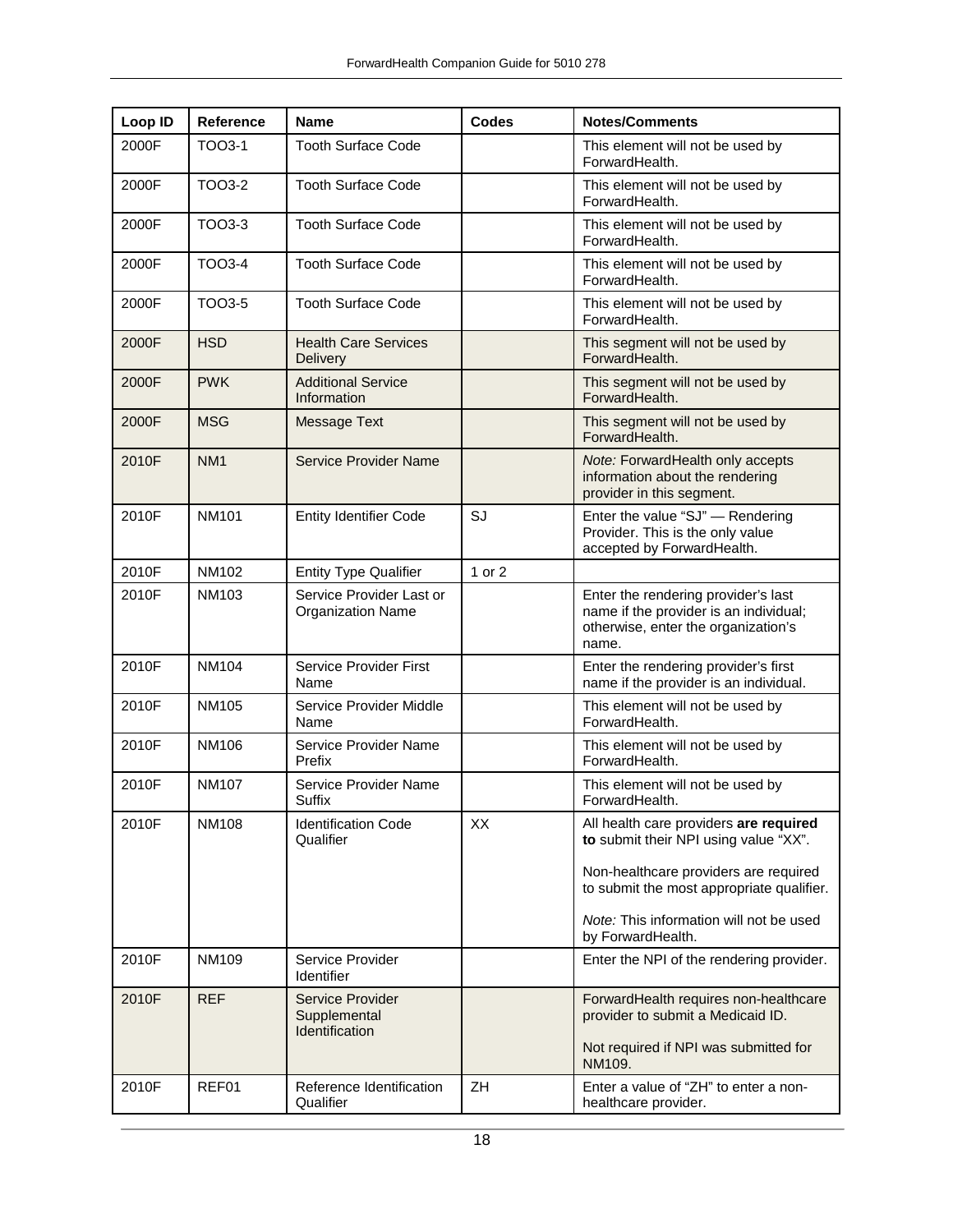| Loop ID | Reference | Name | Codes | Notes/Comments |
|---|---|---|---|---|
| 2000F | TOO3-1 | Tooth Surface Code | | This element will not be used by ForwardHealth. |
| 2000F | TOO3-2 | Tooth Surface Code | | This element will not be used by ForwardHealth. |
| 2000F | TOO3-3 | Tooth Surface Code | | This element will not be used by ForwardHealth. |
| 2000F | TOO3-4 | Tooth Surface Code | | This element will not be used by ForwardHealth. |
| 2000F | TOO3-5 | Tooth Surface Code | | This element will not be used by ForwardHealth. |
| 2000F | HSD | Health Care Services Delivery | | This segment will not be used by ForwardHealth. |
| 2000F | PWK | Additional Service Information | | This segment will not be used by ForwardHealth. |
| 2000F | MSG | Message Text | | This segment will not be used by ForwardHealth. |
| 2010F | NM1 | Service Provider Name | | *Note:* ForwardHealth only accepts information about the rendering provider in this segment. |
| 2010F | NM101 | Entity Identifier Code | SJ | Enter the value "SJ" — Rendering Provider. This is the only value accepted by ForwardHealth. |
| 2010F | NM102 | Entity Type Qualifier | 1 or 2 | |
| 2010F | NM103 | Service Provider Last or Organization Name | | Enter the rendering provider's last name if the provider is an individual; otherwise, enter the organization's name. |
| 2010F | NM104 | Service Provider First Name | | Enter the rendering provider's first name if the provider is an individual. |
| 2010F | NM105 | Service Provider Middle Name | | This element will not be used by ForwardHealth. |
| 2010F | NM106 | Service Provider Name Prefix | | This element will not be used by ForwardHealth. |
| 2010F | NM107 | Service Provider Name Suffix | | This element will not be used by ForwardHealth. |
| 2010F | NM108 | Identification Code Qualifier | XX | All health care providers **are required to** submit their NPI using value "XX".<br><br>Non-healthcare providers are required to submit the most appropriate qualifier.<br><br>*Note:* This information will not be used by ForwardHealth. |
| 2010F | NM109 | Service Provider Identifier | | Enter the NPI of the rendering provider. |
| 2010F | REF | Service Provider Supplemental Identification | | ForwardHealth requires non-healthcare provider to submit a Medicaid ID.<br><br>Not required if NPI was submitted for NM109. |
| 2010F | REF01 | Reference Identification Qualifier | ZH | Enter a value of "ZH" to enter a non-healthcare provider. |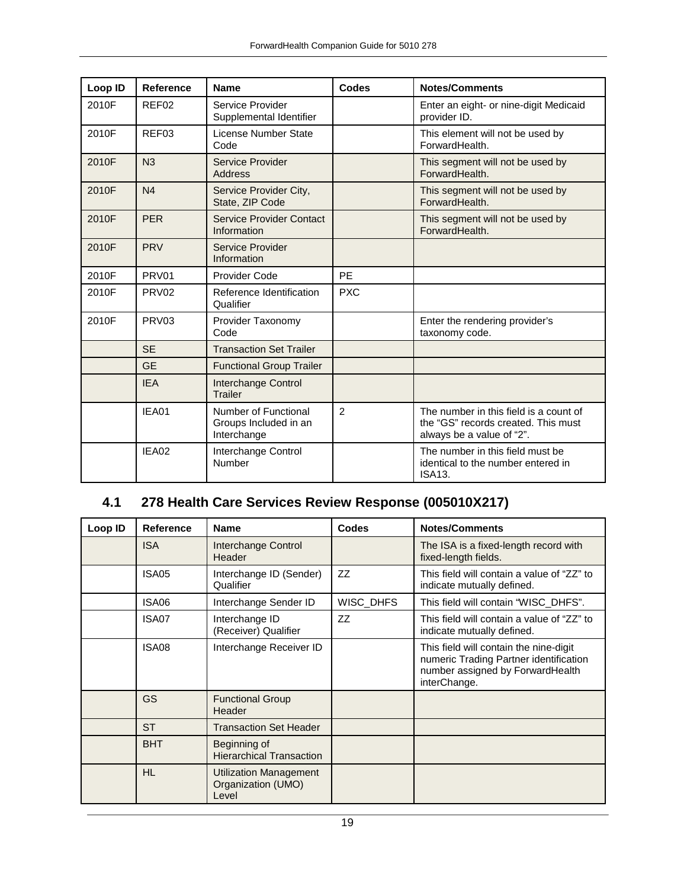| Loop ID | Reference | Name | Codes | Notes/Comments |
|---|---|---|---|---|
| 2010F | REF02 | Service Provider Supplemental Identifier | | Enter an eight- or nine-digit Medicaid provider ID. |
| 2010F | REF03 | License Number State Code | | This element will not be used by ForwardHealth. |
| 2010F | N3 | Service Provider Address | | This segment will not be used by ForwardHealth. |
| 2010F | N4 | Service Provider City, State, ZIP Code | | This segment will not be used by ForwardHealth. |
| 2010F | PER | Service Provider Contact Information | | This segment will not be used by ForwardHealth. |
| 2010F | PRV | Service Provider Information | | |
| 2010F | PRV01 | Provider Code | PE | |
| 2010F | PRV02 | Reference Identification Qualifier | PXC | |
| 2010F | PRV03 | Provider Taxonomy Code | | Enter the rendering provider's taxonomy code. |
| | SE | Transaction Set Trailer | | |
| | GE | Functional Group Trailer | | |
| | IEA | Interchange Control Trailer | | |
| | IEA01 | Number of Functional Groups Included in an Interchange | 2 | The number in this field is a count of the "GS" records created. This must always be a value of "2". |
| | IEA02 | Interchange Control Number | | The number in this field must be identical to the number entered in ISA13. |

## 4.1 278 Health Care Services Review Response (005010X217)

| Loop ID | Reference | Name | Codes | Notes/Comments |
|---|---|---|---|---|
| | ISA | Interchange Control Header | | The ISA is a fixed-length record with fixed-length fields. |
| | ISA05 | Interchange ID (Sender) Qualifier | ZZ | This field will contain a value of "ZZ" to indicate mutually defined. |
| | ISA06 | Interchange Sender ID | WISC_DHFS | This field will contain "WISC_DHFS". |
| | ISA07 | Interchange ID (Receiver) Qualifier | ZZ | This field will contain a value of "ZZ" to indicate mutually defined. |
| | ISA08 | Interchange Receiver ID | | This field will contain the nine-digit numeric Trading Partner identification number assigned by ForwardHealth interChange. |
| | GS | Functional Group Header | | |
| | ST | Transaction Set Header | | |
| | BHT | Beginning of Hierarchical Transaction | | |
| | HL | Utilization Management Organization (UMO) Level | | |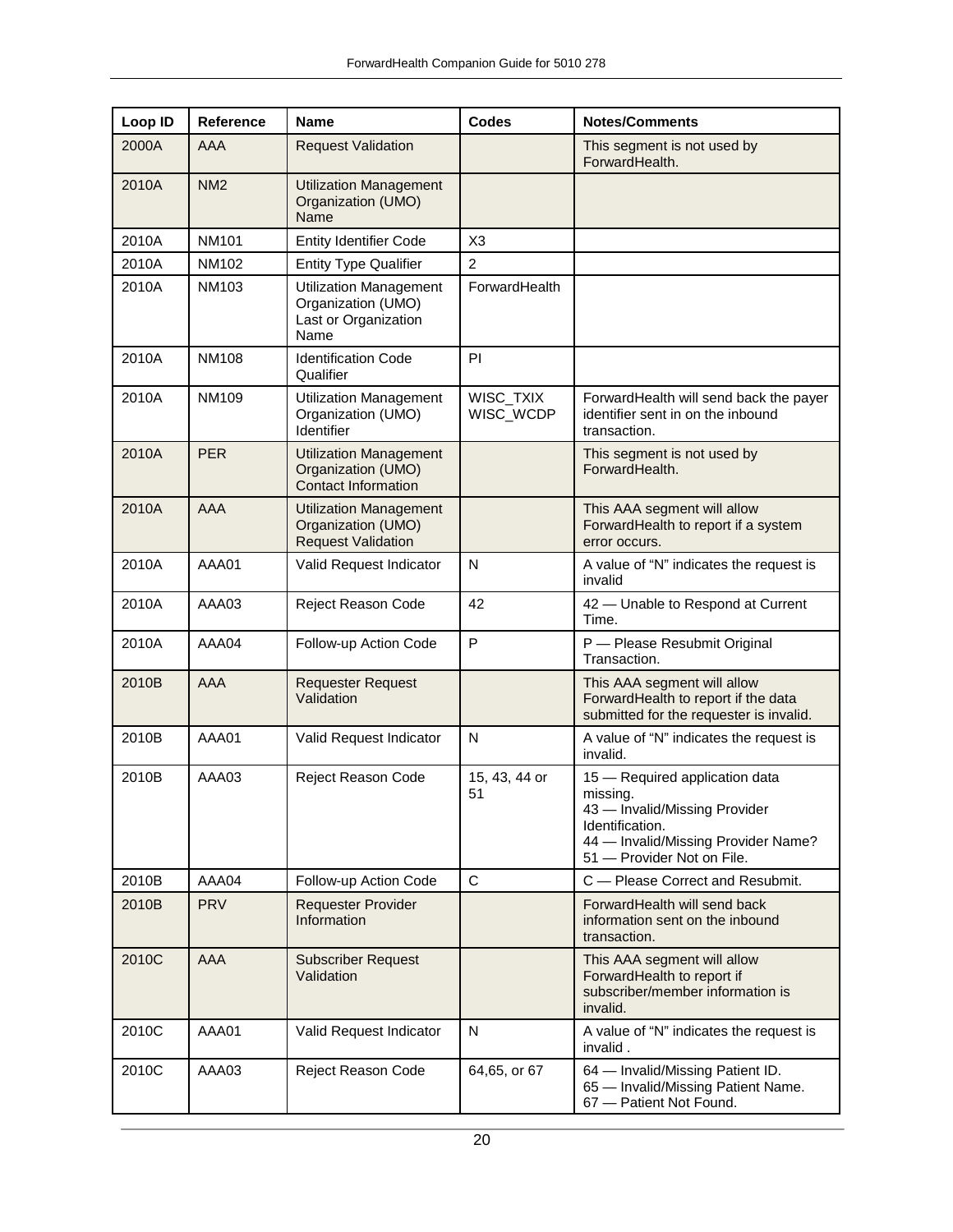| Loop ID | Reference | Name | Codes | Notes/Comments |
|---|---|---|---|---|
| 2000A | AAA | Request Validation | | This segment is not used by ForwardHealth. |
| 2010A | NM2 | Utilization Management Organization (UMO) Name | | |
| 2010A | NM101 | Entity Identifier Code | X3 | |
| 2010A | NM102 | Entity Type Qualifier | 2 | |
| 2010A | NM103 | Utilization Management Organization (UMO) Last or Organization Name | ForwardHealth | |
| 2010A | NM108 | Identification Code Qualifier | PI | |
| 2010A | NM109 | Utilization Management Organization (UMO) Identifier | WISC_TXIX WISC_WCDP | ForwardHealth will send back the payer identifier sent in on the inbound transaction. |
| 2010A | PER | Utilization Management Organization (UMO) Contact Information | | This segment is not used by ForwardHealth. |
| 2010A | AAA | Utilization Management Organization (UMO) Request Validation | | This AAA segment will allow ForwardHealth to report if a system error occurs. |
| 2010A | AAA01 | Valid Request Indicator | N | A value of "N" indicates the request is invalid |
| 2010A | AAA03 | Reject Reason Code | 42 | 42 — Unable to Respond at Current Time. |
| 2010A | AAA04 | Follow-up Action Code | P | P — Please Resubmit Original Transaction. |
| 2010B | AAA | Requester Request Validation | | This AAA segment will allow ForwardHealth to report if the data submitted for the requester is invalid. |
| 2010B | AAA01 | Valid Request Indicator | N | A value of "N" indicates the request is invalid. |
| 2010B | AAA03 | Reject Reason Code | 15, 43, 44 or 51 | 15 — Required application data missing.<br>43 — Invalid/Missing Provider Identification.<br>44 — Invalid/Missing Provider Name?<br>51 — Provider Not on File. |
| 2010B | AAA04 | Follow-up Action Code | C | C — Please Correct and Resubmit. |
| 2010B | PRV | Requester Provider Information | | ForwardHealth will send back information sent on the inbound transaction. |
| 2010C | AAA | Subscriber Request Validation | | This AAA segment will allow ForwardHealth to report if subscriber/member information is invalid. |
| 2010C | AAA01 | Valid Request Indicator | N | A value of "N" indicates the request is invalid . |
| 2010C | AAA03 | Reject Reason Code | 64,65, or 67 | 64 — Invalid/Missing Patient ID.<br>65 — Invalid/Missing Patient Name.<br>67 — Patient Not Found. |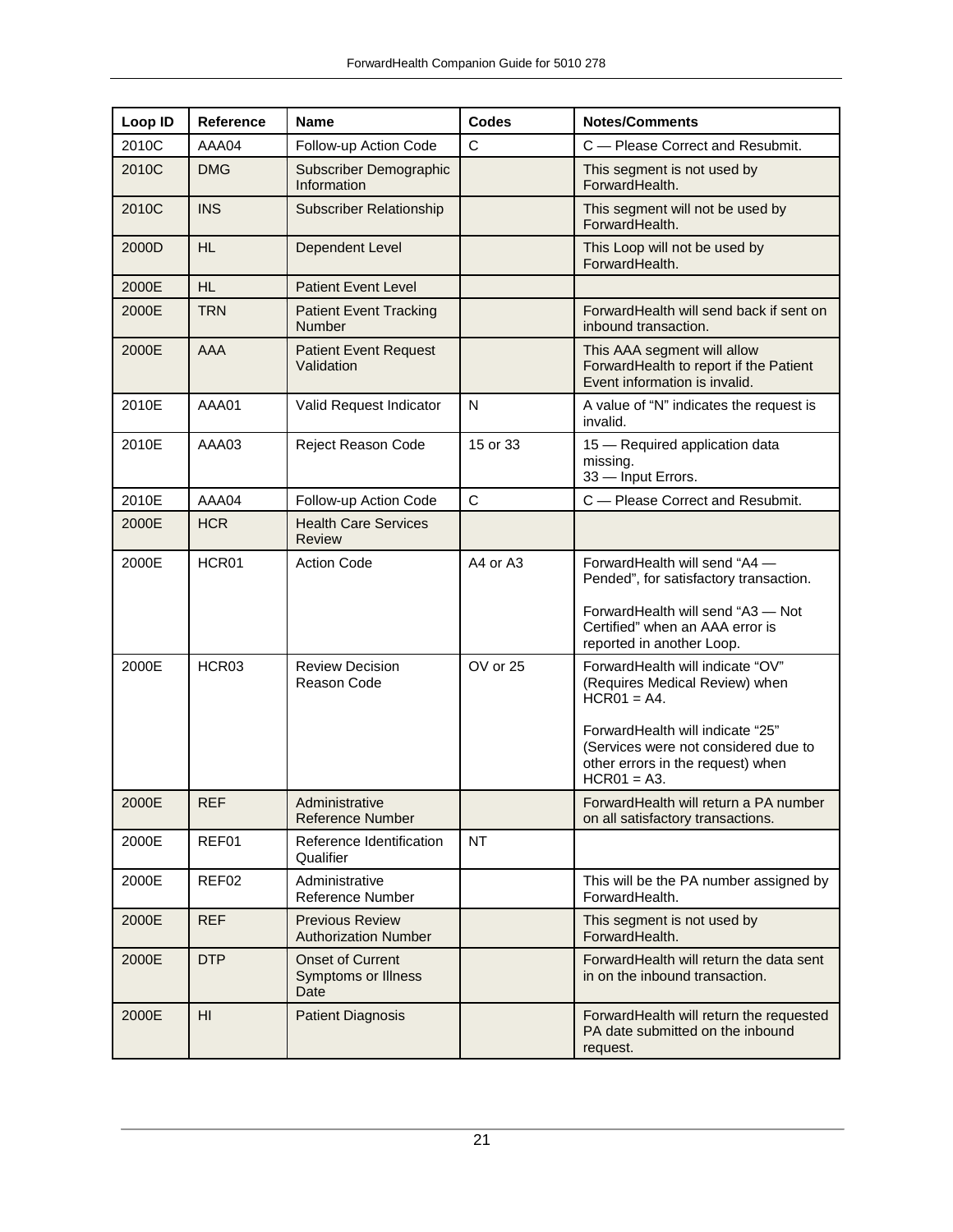| Loop ID | Reference | Name | Codes | Notes/Comments |
|---|---|---|---|---|
| 2010C | AAA04 | Follow-up Action Code | C | C — Please Correct and Resubmit. |
| 2010C | DMG | Subscriber Demographic Information | | This segment is not used by ForwardHealth. |
| 2010C | INS | Subscriber Relationship | | This segment will not be used by ForwardHealth. |
| 2000D | HL | Dependent Level | | This Loop will not be used by ForwardHealth. |
| 2000E | HL | Patient Event Level | | |
| 2000E | TRN | Patient Event Tracking Number | | ForwardHealth will send back if sent on inbound transaction. |
| 2000E | AAA | Patient Event Request Validation | | This AAA segment will allow ForwardHealth to report if the Patient Event information is invalid. |
| 2010E | AAA01 | Valid Request Indicator | N | A value of "N" indicates the request is invalid. |
| 2010E | AAA03 | Reject Reason Code | 15 or 33 | 15 — Required application data missing.<br>33 — Input Errors. |
| 2010E | AAA04 | Follow-up Action Code | C | C — Please Correct and Resubmit. |
| 2000E | HCR | Health Care Services Review | | |
| 2000E | HCR01 | Action Code | A4 or A3 | ForwardHealth will send "A4 — Pended", for satisfactory transaction.<br><br>ForwardHealth will send "A3 — Not Certified" when an AAA error is reported in another Loop. |
| 2000E | HCR03 | Review Decision Reason Code | OV or 25 | ForwardHealth will indicate "OV" (Requires Medical Review) when HCR01 = A4.<br><br>ForwardHealth will indicate "25" (Services were not considered due to other errors in the request) when HCR01 = A3. |
| 2000E | REF | Administrative Reference Number | | ForwardHealth will return a PA number on all satisfactory transactions. |
| 2000E | REF01 | Reference Identification Qualifier | NT | |
| 2000E | REF02 | Administrative Reference Number | | This will be the PA number assigned by ForwardHealth. |
| 2000E | REF | Previous Review Authorization Number | | This segment is not used by ForwardHealth. |
| 2000E | DTP | Onset of Current Symptoms or Illness Date | | ForwardHealth will return the data sent in on the inbound transaction. |
| 2000E | HI | Patient Diagnosis | | ForwardHealth will return the requested PA date submitted on the inbound request. |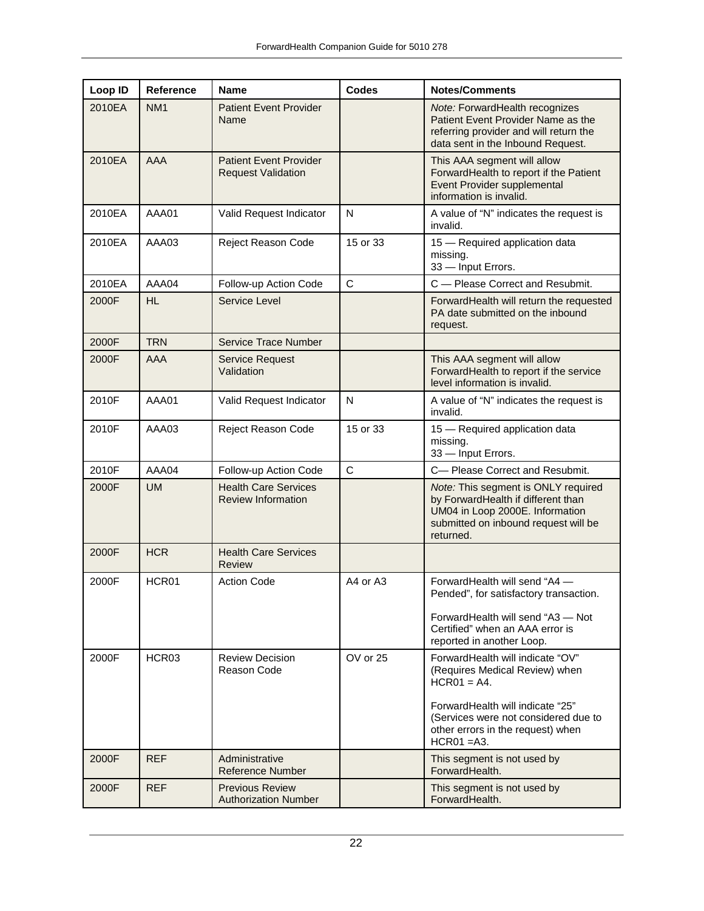| Loop ID | Reference | Name | Codes | Notes/Comments |
|---|---|---|---|---|
| 2010EA | NM1 | Patient Event Provider Name | | *Note:* ForwardHealth recognizes Patient Event Provider Name as the referring provider and will return the data sent in the Inbound Request. |
| 2010EA | AAA | Patient Event Provider Request Validation | | This AAA segment will allow ForwardHealth to report if the Patient Event Provider supplemental information is invalid. |
| 2010EA | AAA01 | Valid Request Indicator | N | A value of "N" indicates the request is invalid. |
| 2010EA | AAA03 | Reject Reason Code | 15 or 33 | 15 — Required application data missing.<br>33 — Input Errors. |
| 2010EA | AAA04 | Follow-up Action Code | C | C — Please Correct and Resubmit. |
| 2000F | HL | Service Level | | ForwardHealth will return the requested PA date submitted on the inbound request. |
| 2000F | TRN | Service Trace Number | | |
| 2000F | AAA | Service Request Validation | | This AAA segment will allow ForwardHealth to report if the service level information is invalid. |
| 2010F | AAA01 | Valid Request Indicator | N | A value of "N" indicates the request is invalid. |
| 2010F | AAA03 | Reject Reason Code | 15 or 33 | 15 — Required application data missing.<br>33 — Input Errors. |
| 2010F | AAA04 | Follow-up Action Code | C | C— Please Correct and Resubmit. |
| 2000F | UM | Health Care Services Review Information | | *Note:* This segment is ONLY required by ForwardHealth if different than UM04 in Loop 2000E. Information submitted on inbound request will be returned. |
| 2000F | HCR | Health Care Services Review | | |
| 2000F | HCR01 | Action Code | A4 or A3 | ForwardHealth will send "A4 — Pended", for satisfactory transaction.<br><br>ForwardHealth will send "A3 — Not Certified" when an AAA error is reported in another Loop. |
| 2000F | HCR03 | Review Decision Reason Code | OV or 25 | ForwardHealth will indicate "OV" (Requires Medical Review) when HCR01 = A4.<br><br>ForwardHealth will indicate "25" (Services were not considered due to other errors in the request) when HCR01 =A3. |
| 2000F | REF | Administrative Reference Number | | This segment is not used by ForwardHealth. |
| 2000F | REF | Previous Review Authorization Number | | This segment is not used by ForwardHealth. |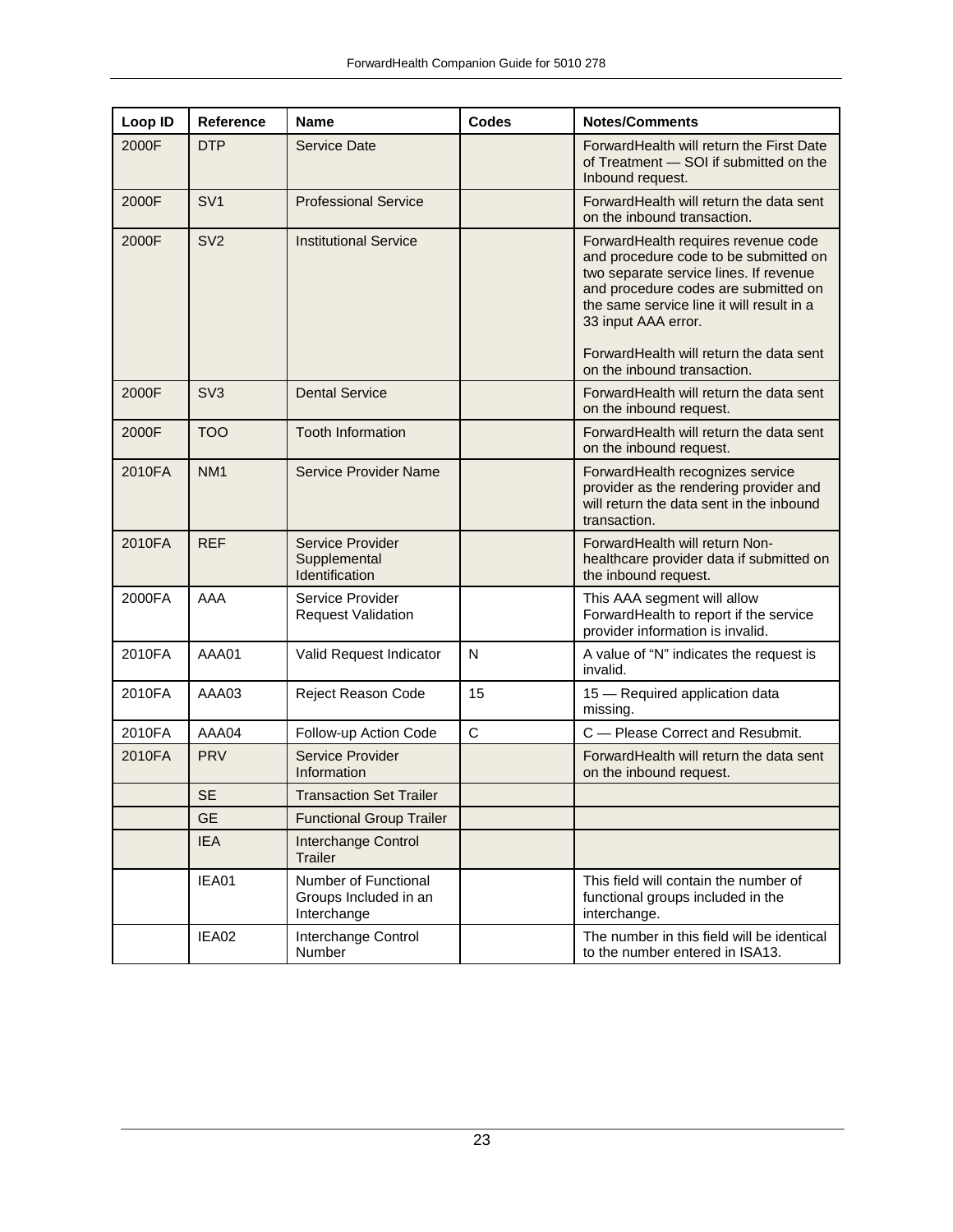| Loop ID | Reference | Name | Codes | Notes/Comments |
|---|---|---|---|---|
| 2000F | DTP | Service Date | | ForwardHealth will return the First Date of Treatment — SOI if submitted on the Inbound request. |
| 2000F | SV1 | Professional Service | | ForwardHealth will return the data sent on the inbound transaction. |
| 2000F | SV2 | Institutional Service | | ForwardHealth requires revenue code and procedure code to be submitted on two separate service lines. If revenue and procedure codes are submitted on the same service line it will result in a 33 input AAA error.<br><br>ForwardHealth will return the data sent on the inbound transaction. |
| 2000F | SV3 | Dental Service | | ForwardHealth will return the data sent on the inbound request. |
| 2000F | TOO | Tooth Information | | ForwardHealth will return the data sent on the inbound request. |
| 2010FA | NM1 | Service Provider Name | | ForwardHealth recognizes service provider as the rendering provider and will return the data sent in the inbound transaction. |
| 2010FA | REF | Service Provider Supplemental Identification | | ForwardHealth will return Non-healthcare provider data if submitted on the inbound request. |
| 2000FA | AAA | Service Provider Request Validation | | This AAA segment will allow ForwardHealth to report if the service provider information is invalid. |
| 2010FA | AAA01 | Valid Request Indicator | N | A value of "N" indicates the request is invalid. |
| 2010FA | AAA03 | Reject Reason Code | 15 | 15 — Required application data missing. |
| 2010FA | AAA04 | Follow-up Action Code | C | C — Please Correct and Resubmit. |
| 2010FA | PRV | Service Provider Information | | ForwardHealth will return the data sent on the inbound request. |
| | SE | Transaction Set Trailer | | |
| | GE | Functional Group Trailer | | |
| | IEA | Interchange Control Trailer | | |
| | IEA01 | Number of Functional Groups Included in an Interchange | | This field will contain the number of functional groups included in the interchange. |
| | IEA02 | Interchange Control Number | | The number in this field will be identical to the number entered in ISA13. |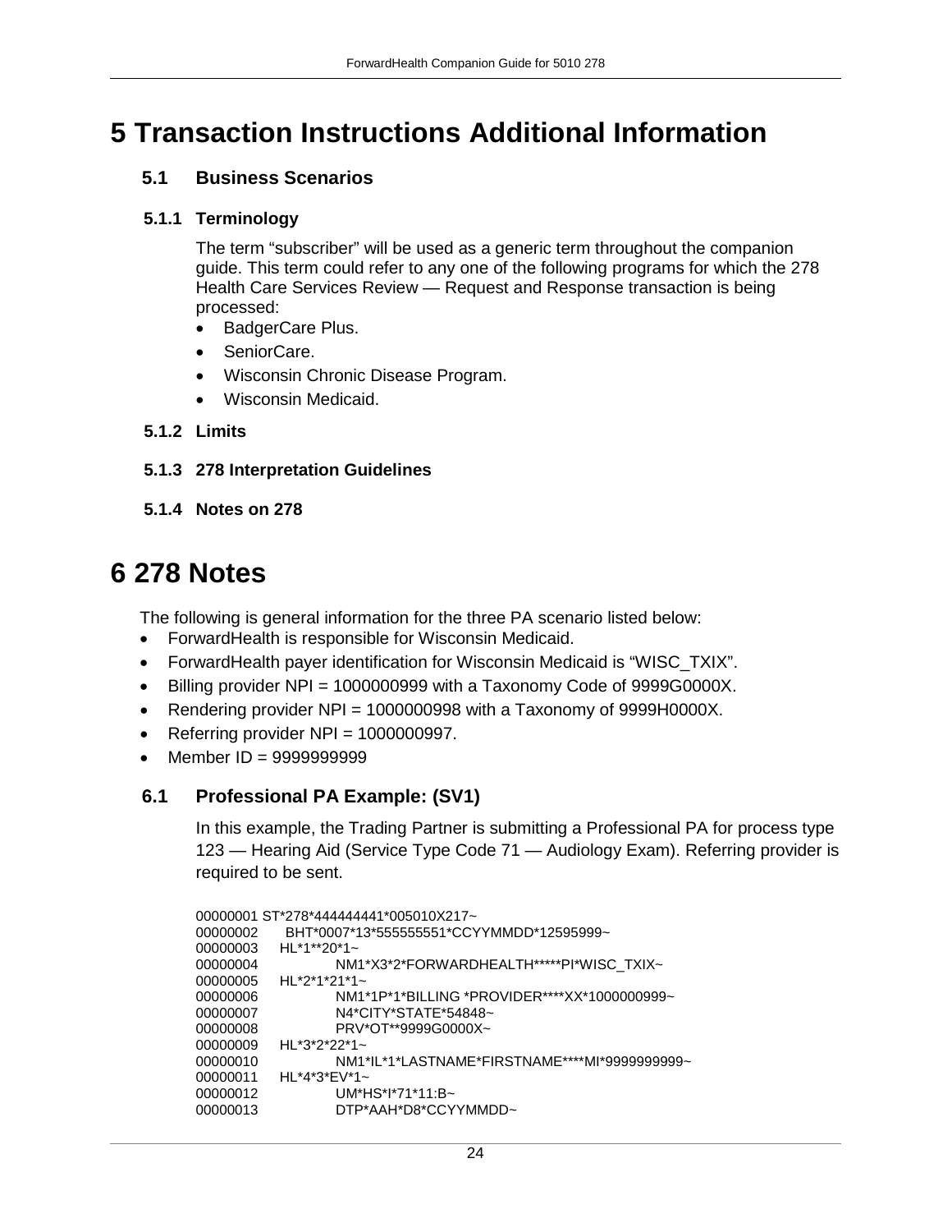# 5 Transaction Instructions Additional Information

## 5.1 Business Scenarios

### 5.1.1 Terminology

The term "subscriber" will be used as a generic term throughout the companion guide. This term could refer to any one of the following programs for which the 278 Health Care Services Review — Request and Response transaction is being processed:

- BadgerCare Plus.
- SeniorCare.
- Wisconsin Chronic Disease Program.
- Wisconsin Medicaid.

### 5.1.2 Limits

### 5.1.3 278 Interpretation Guidelines

### 5.1.4 Notes on 278

# 6 278 Notes

The following is general information for the three PA scenario listed below:

- ForwardHealth is responsible for Wisconsin Medicaid.
- ForwardHealth payer identification for Wisconsin Medicaid is "WISC_TXIX".
- Billing provider NPI = 1000000999 with a Taxonomy Code of 9999G0000X.
- Rendering provider NPI = 1000000998 with a Taxonomy of 9999H0000X.
- Referring provider NPI = 1000000997.
- Member ID = 9999999999

## 6.1 Professional PA Example: (SV1)

In this example, the Trading Partner is submitting a Professional PA for process type 123 — Hearing Aid (Service Type Code 71 — Audiology Exam). Referring provider is required to be sent.

```
00000001 ST*278*444444441*005010X217~
00000002     BHT*0007*13*555555551*CCYYMMDD*12595999~
00000003     HL*1**20*1~
00000004              NM1*X3*2*FORWARDHEALTH*****PI*WISC_TXIX~
00000005     HL*2*1*21*1~
00000006              NM1*1P*1*BILLING *PROVIDER****XX*1000000999~
00000007              N4*CITY*STATE*54848~
00000008              PRV*OT**9999G0000X~
00000009     HL*3*2*22*1~
00000010              NM1*IL*1*LASTNAME*FIRSTNAME****MI*9999999999~
00000011     HL*4*3*EV*1~
00000012              UM*HS*I*71*11:B~
00000013              DTP*AAH*D8*CCYYMMDD~
```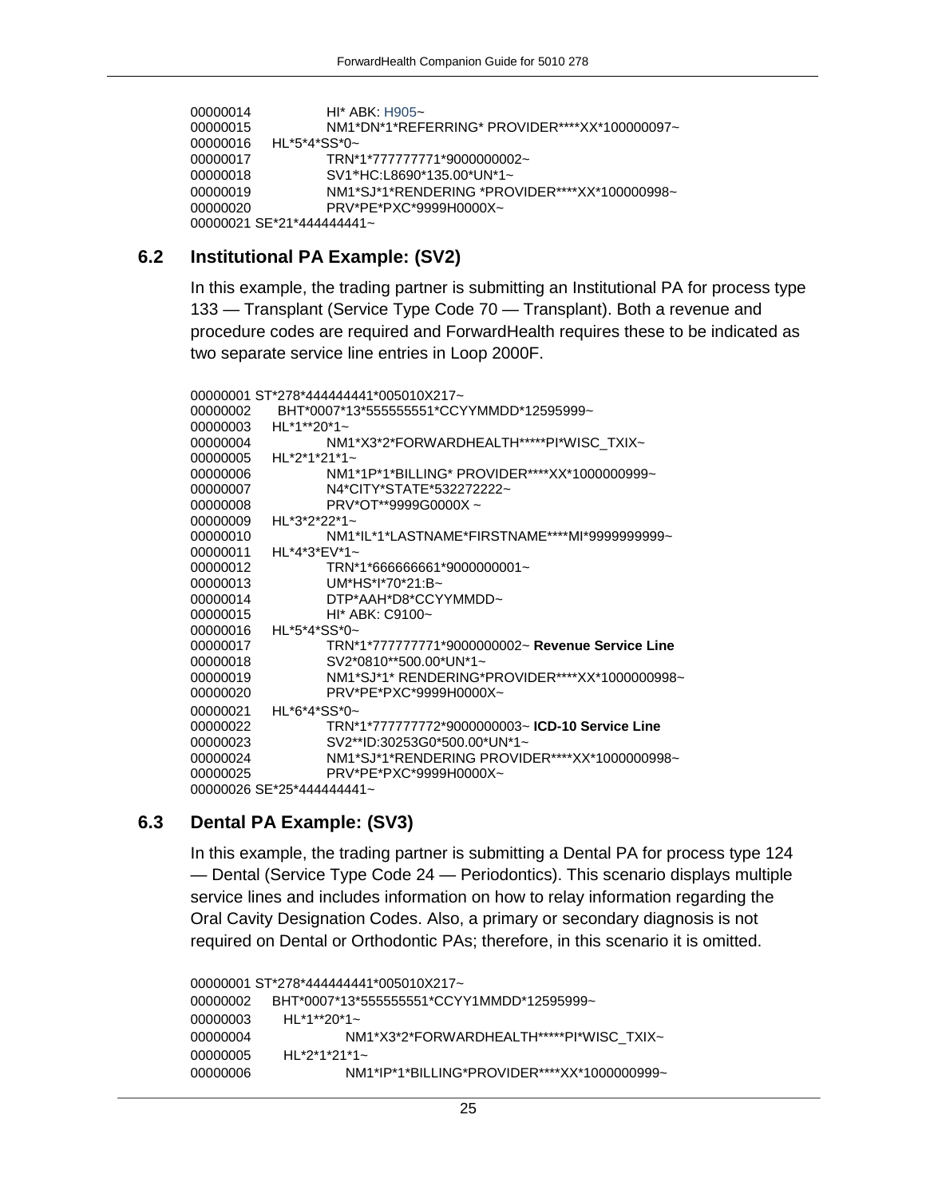```
00000014            HI* ABK: H905~
00000015            NM1*DN*1*REFERRING* PROVIDER****XX*100000097~
00000016    HL*5*4*SS*0~
00000017            TRN*1*777777771*9000000002~
00000018            SV1*HC:L8690*135.00*UN*1~
00000019            NM1*SJ*1*RENDERING *PROVIDER****XX*100000998~
00000020            PRV*PE*PXC*9999H0000X~
00000021 SE*21*444444441~
```

## 6.2 Institutional PA Example: (SV2)

In this example, the trading partner is submitting an Institutional PA for process type 133 — Transplant (Service Type Code 70 — Transplant). Both a revenue and procedure codes are required and ForwardHealth requires these to be indicated as two separate service line entries in Loop 2000F.

```
00000001 ST*278*444444441*005010X217~
00000002    BHT*0007*13*555555551*CCYYMMDD*12595999~
00000003    HL*1**20*1~
00000004            NM1*X3*2*FORWARDHEALTH*****PI*WISC_TXIX~
00000005    HL*2*1*21*1~
00000006            NM1*1P*1*BILLING* PROVIDER****XX*1000000999~
00000007            N4*CITY*STATE*532272222~
00000008            PRV*OT**9999G0000X ~
00000009    HL*3*2*22*1~
00000010            NM1*IL*1*LASTNAME*FIRSTNAME****MI*9999999999~
00000011    HL*4*3*EV*1~
00000012            TRN*1*666666661*9000000001~
00000013            UM*HS*I*70*21:B~
00000014            DTP*AAH*D8*CCYYMMDD~
00000015            HI* ABK: C9100~
00000016    HL*5*4*SS*0~
00000017            TRN*1*777777771*9000000002~ Revenue Service Line
00000018            SV2*0810**500.00*UN*1~
00000019            NM1*SJ*1* RENDERING*PROVIDER****XX*1000000998~
00000020            PRV*PE*PXC*9999H0000X~
00000021    HL*6*4*SS*0~
00000022            TRN*1*777777772*9000000003~ ICD-10 Service Line
00000023            SV2**ID:30253G0*500.00*UN*1~
00000024            NM1*SJ*1*RENDERING PROVIDER****XX*1000000998~
00000025            PRV*PE*PXC*9999H0000X~
00000026 SE*25*444444441~
```

## 6.3 Dental PA Example: (SV3)

In this example, the trading partner is submitting a Dental PA for process type 124 — Dental (Service Type Code 24 — Periodontics). This scenario displays multiple service lines and includes information on how to relay information regarding the Oral Cavity Designation Codes. Also, a primary or secondary diagnosis is not required on Dental or Orthodontic PAs; therefore, in this scenario it is omitted.

```
00000001 ST*278*444444441*005010X217~
00000002    BHT*0007*13*555555551*CCYY1MMDD*12595999~
00000003      HL*1**20*1~
00000004              NM1*X3*2*FORWARDHEALTH*****PI*WISC_TXIX~
00000005      HL*2*1*21*1~
00000006              NM1*IP*1*BILLING*PROVIDER****XX*1000000999~
```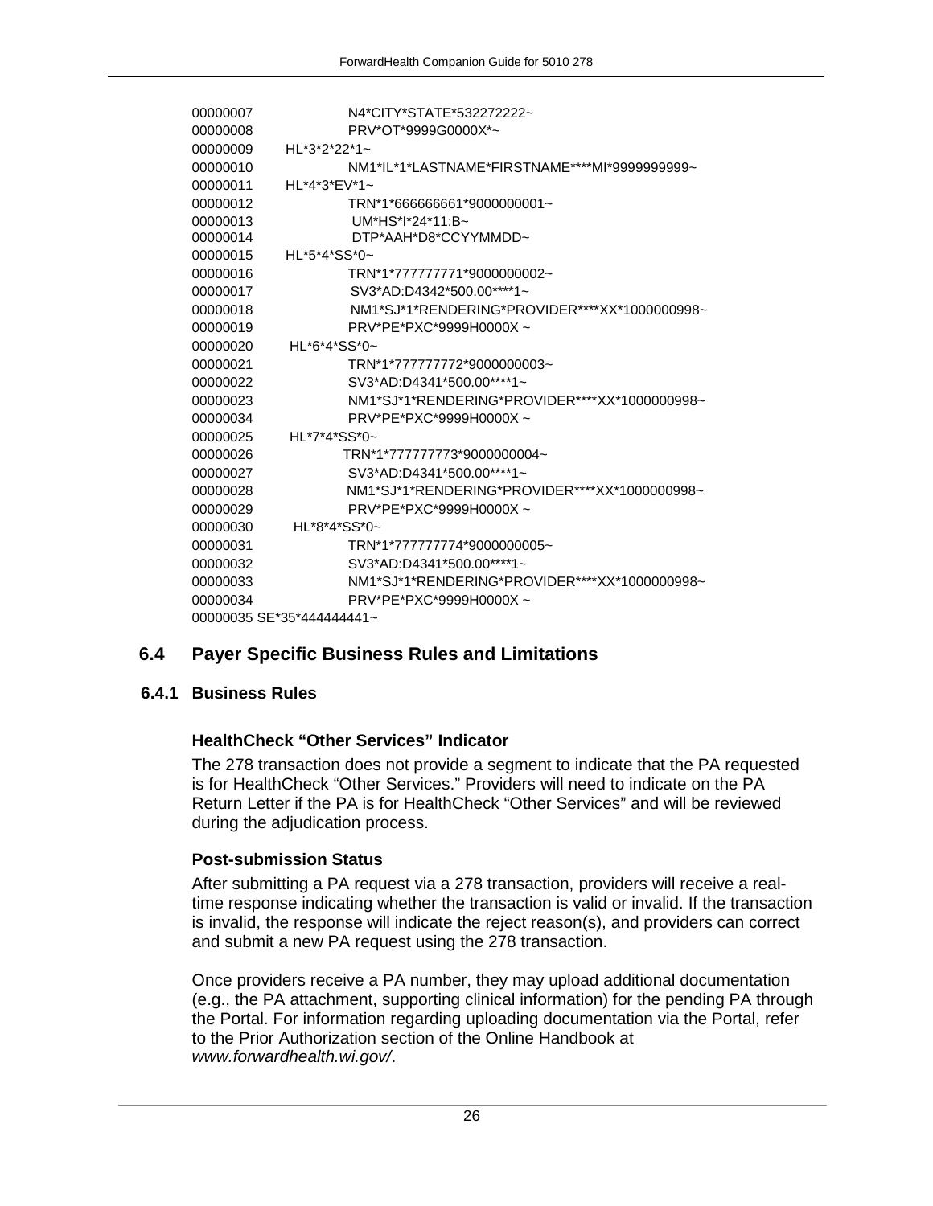```
00000007                N4*CITY*STATE*532272222~
00000008                PRV*OT*9999G0000X*~
00000009        HL*3*2*22*1~
00000010                NM1*IL*1*LASTNAME*FIRSTNAME****MI*9999999999~
00000011        HL*4*3*EV*1~
00000012                TRN*1*666666661*9000000001~
00000013                UM*HS*I*24*11:B~
00000014                DTP*AAH*D8*CCYYMMDD~
00000015        HL*5*4*SS*0~
00000016                TRN*1*777777771*9000000002~
00000017                SV3*AD:D4342*500.00****1~
00000018                NM1*SJ*1*RENDERING*PROVIDER****XX*1000000998~
00000019                PRV*PE*PXC*9999H0000X ~
00000020        HL*6*4*SS*0~
00000021                TRN*1*777777772*9000000003~
00000022                SV3*AD:D4341*500.00****1~
00000023                NM1*SJ*1*RENDERING*PROVIDER****XX*1000000998~
00000034                PRV*PE*PXC*9999H0000X ~
00000025        HL*7*4*SS*0~
00000026                TRN*1*777777773*9000000004~
00000027                SV3*AD:D4341*500.00****1~
00000028                NM1*SJ*1*RENDERING*PROVIDER****XX*1000000998~
00000029                PRV*PE*PXC*9999H0000X ~
00000030        HL*8*4*SS*0~
00000031                TRN*1*777777774*9000000005~
00000032                SV3*AD:D4341*500.00****1~
00000033                NM1*SJ*1*RENDERING*PROVIDER****XX*1000000998~
00000034                PRV*PE*PXC*9999H0000X ~
00000035 SE*35*444444441~
```

## 6.4 Payer Specific Business Rules and Limitations

### 6.4.1 Business Rules

**HealthCheck "Other Services" Indicator**

The 278 transaction does not provide a segment to indicate that the PA requested is for HealthCheck "Other Services." Providers will need to indicate on the PA Return Letter if the PA is for HealthCheck "Other Services" and will be reviewed during the adjudication process.

**Post-submission Status**

After submitting a PA request via a 278 transaction, providers will receive a real-time response indicating whether the transaction is valid or invalid. If the transaction is invalid, the response will indicate the reject reason(s), and providers can correct and submit a new PA request using the 278 transaction.

Once providers receive a PA number, they may upload additional documentation (e.g., the PA attachment, supporting clinical information) for the pending PA through the Portal. For information regarding uploading documentation via the Portal, refer to the Prior Authorization section of the Online Handbook at *www.forwardhealth.wi.gov/*.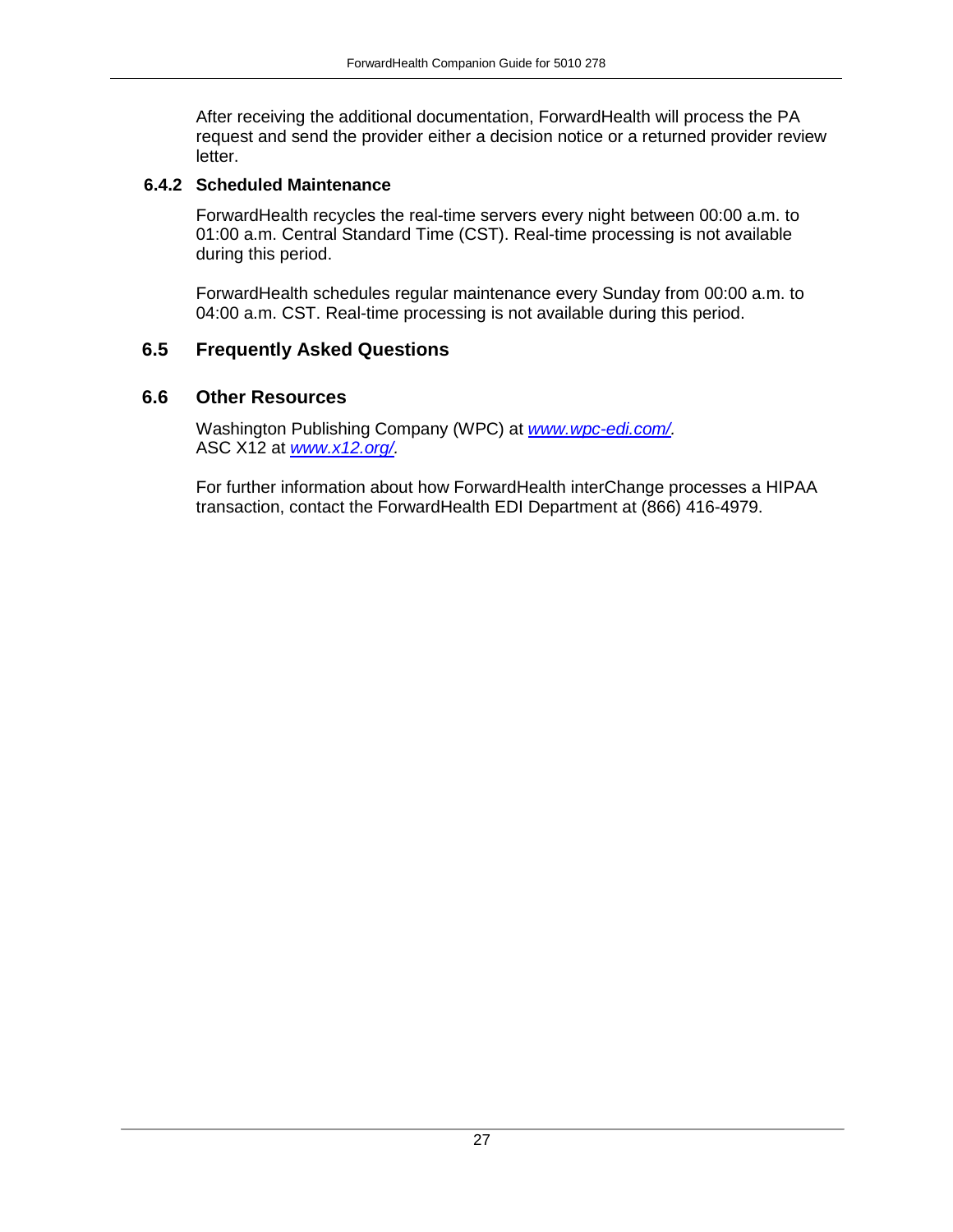After receiving the additional documentation, ForwardHealth will process the PA request and send the provider either a decision notice or a returned provider review letter.

### 6.4.2 Scheduled Maintenance

ForwardHealth recycles the real-time servers every night between 00:00 a.m. to 01:00 a.m. Central Standard Time (CST). Real-time processing is not available during this period.

ForwardHealth schedules regular maintenance every Sunday from 00:00 a.m. to 04:00 a.m. CST. Real-time processing is not available during this period.

## 6.5 Frequently Asked Questions

## 6.6 Other Resources

Washington Publishing Company (WPC) at *www.wpc-edi.com/.*
ASC X12 at *www.x12.org/.*

For further information about how ForwardHealth interChange processes a HIPAA transaction, contact the ForwardHealth EDI Department at (866) 416-4979.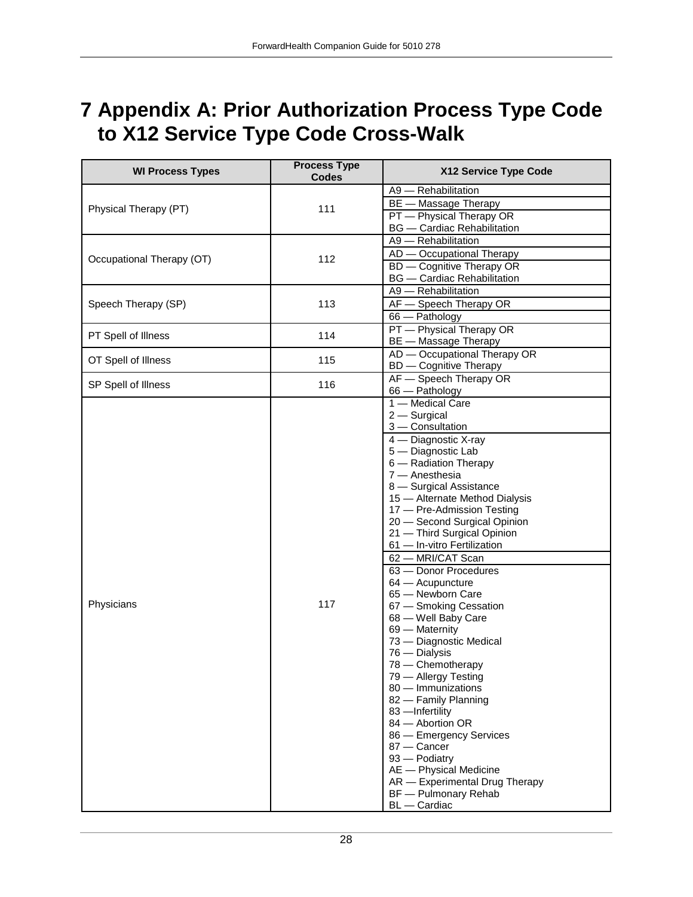# 7 Appendix A: Prior Authorization Process Type Code to X12 Service Type Code Cross-Walk

| WI Process Types | Process Type Codes | X12 Service Type Code |
|---|---|---|
| Physical Therapy (PT) | 111 | A9 — Rehabilitation |
| | | BE — Massage Therapy |
| | | PT — Physical Therapy OR<br>BG — Cardiac Rehabilitation |
| Occupational Therapy (OT) | 112 | A9 — Rehabilitation |
| | | AD — Occupational Therapy |
| | | BD — Cognitive Therapy OR<br>BG — Cardiac Rehabilitation |
| Speech Therapy (SP) | 113 | A9 — Rehabilitation |
| | | AF — Speech Therapy OR |
| | | 66 — Pathology |
| PT Spell of Illness | 114 | PT — Physical Therapy OR<br>BE — Massage Therapy |
| OT Spell of Illness | 115 | AD — Occupational Therapy OR<br>BD — Cognitive Therapy |
| SP Spell of Illness | 116 | AF — Speech Therapy OR<br>66 — Pathology |
| Physicians | 117 | 1 — Medical Care<br>2 — Surgical<br>3 — Consultation |
| | | 4 — Diagnostic X-ray<br>5 — Diagnostic Lab<br>6 — Radiation Therapy<br>7 — Anesthesia<br>8 — Surgical Assistance<br>15 — Alternate Method Dialysis<br>17 — Pre-Admission Testing<br>20 — Second Surgical Opinion<br>21 — Third Surgical Opinion<br>61 — In-vitro Fertilization |
| | | 62 — MRI/CAT Scan |
| | | 63 — Donor Procedures<br>64 — Acupuncture<br>65 — Newborn Care<br>67 — Smoking Cessation<br>68 — Well Baby Care<br>69 — Maternity<br>73 — Diagnostic Medical<br>76 — Dialysis<br>78 — Chemotherapy<br>79 — Allergy Testing<br>80 — Immunizations<br>82 — Family Planning<br>83 —Infertility<br>84 — Abortion OR<br>86 — Emergency Services<br>87 — Cancer<br>93 — Podiatry<br>AE — Physical Medicine<br>AR — Experimental Drug Therapy<br>BF — Pulmonary Rehab<br>BL — Cardiac |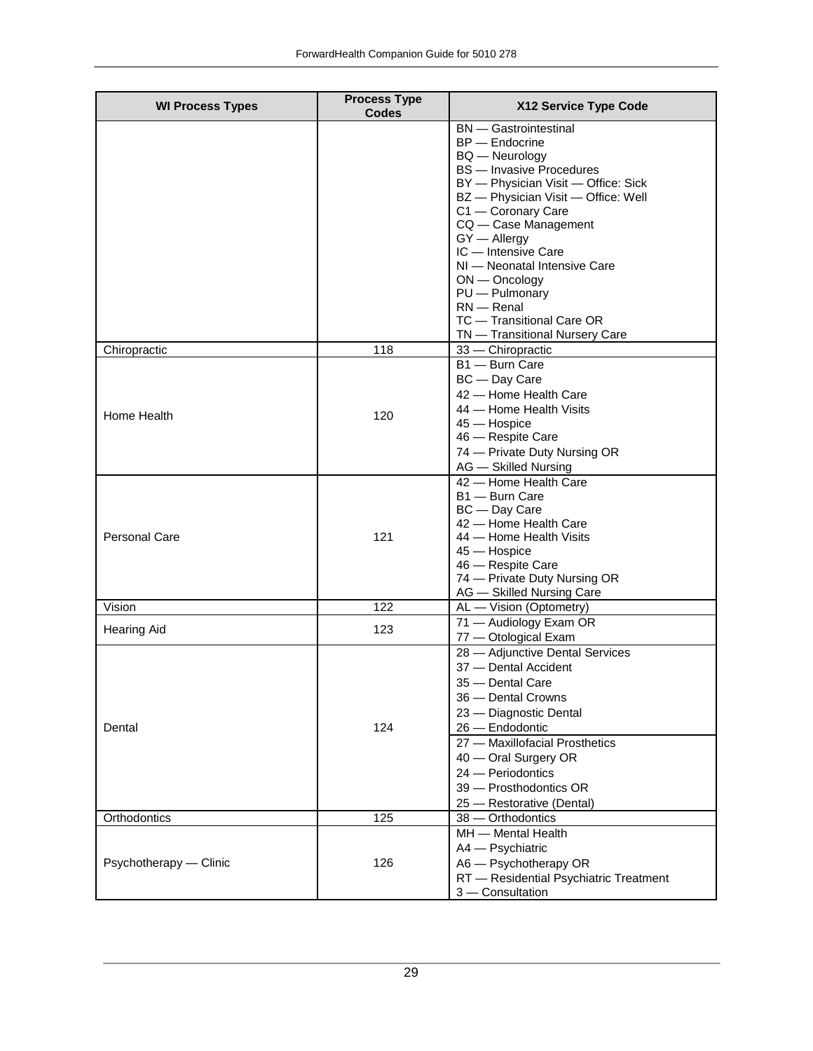| WI Process Types | Process Type Codes | X12 Service Type Code |
| --- | --- | --- |
| | | BN — Gastrointestinal<br>BP — Endocrine<br>BQ — Neurology<br>BS — Invasive Procedures<br>BY — Physician Visit — Office: Sick<br>BZ — Physician Visit — Office: Well<br>C1 — Coronary Care<br>CQ — Case Management<br>GY — Allergy<br>IC — Intensive Care<br>NI — Neonatal Intensive Care<br>ON — Oncology<br>PU — Pulmonary<br>RN — Renal<br>TC — Transitional Care OR<br>TN — Transitional Nursery Care |
| Chiropractic | 118 | 33 — Chiropractic |
| Home Health | 120 | B1 — Burn Care<br>BC — Day Care<br>42 — Home Health Care<br>44 — Home Health Visits<br>45 — Hospice<br>46 — Respite Care<br>74 — Private Duty Nursing OR<br>AG — Skilled Nursing |
| Personal Care | 121 | 42 — Home Health Care<br>B1 — Burn Care<br>BC — Day Care<br>42 — Home Health Care<br>44 — Home Health Visits<br>45 — Hospice<br>46 — Respite Care<br>74 — Private Duty Nursing OR<br>AG — Skilled Nursing Care |
| Vision | 122 | AL — Vision (Optometry) |
| Hearing Aid | 123 | 71 — Audiology Exam OR<br>77 — Otological Exam |
| Dental | 124 | 28 — Adjunctive Dental Services<br>37 — Dental Accident<br>35 — Dental Care<br>36 — Dental Crowns<br>23 — Diagnostic Dental<br>26 — Endodontic<br>27 — Maxillofacial Prosthetics<br>40 — Oral Surgery OR<br>24 — Periodontics<br>39 — Prosthodontics OR<br>25 — Restorative (Dental) |
| Orthodontics | 125 | 38 — Orthodontics |
| Psychotherapy — Clinic | 126 | MH — Mental Health<br>A4 — Psychiatric<br>A6 — Psychotherapy OR<br>RT — Residential Psychiatric Treatment<br>3 — Consultation |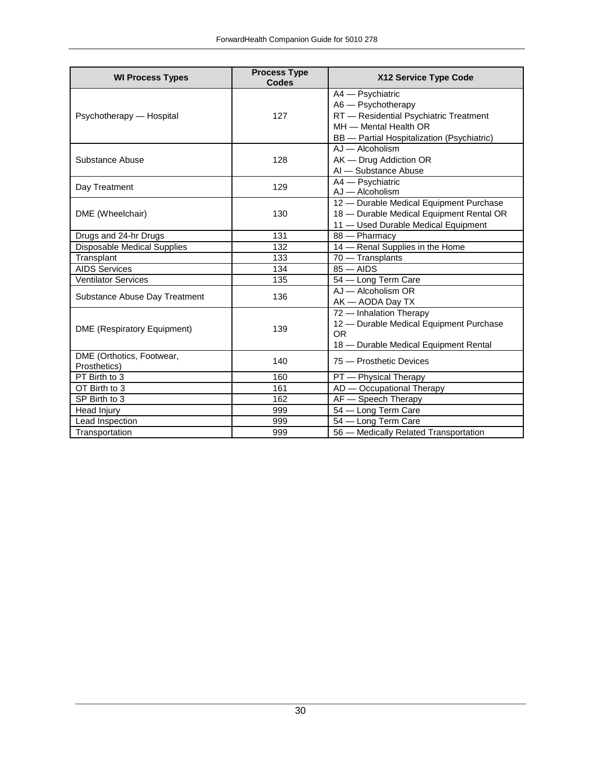| WI Process Types | Process Type Codes | X12 Service Type Code |
| --- | --- | --- |
| Psychotherapy — Hospital | 127 | A4 — Psychiatric<br>A6 — Psychotherapy<br>RT — Residential Psychiatric Treatment<br>MH — Mental Health OR<br>BB — Partial Hospitalization (Psychiatric) |
| Substance Abuse | 128 | AJ — Alcoholism<br>AK — Drug Addiction OR<br>AI — Substance Abuse |
| Day Treatment | 129 | A4 — Psychiatric<br>AJ — Alcoholism |
| DME (Wheelchair) | 130 | 12 — Durable Medical Equipment Purchase<br>18 — Durable Medical Equipment Rental OR<br>11 — Used Durable Medical Equipment |
| Drugs and 24-hr Drugs | 131 | 88 — Pharmacy |
| Disposable Medical Supplies | 132 | 14 — Renal Supplies in the Home |
| Transplant | 133 | 70 — Transplants |
| AIDS Services | 134 | 85 — AIDS |
| Ventilator Services | 135 | 54 — Long Term Care |
| Substance Abuse Day Treatment | 136 | AJ — Alcoholism OR<br>AK — AODA Day TX |
| DME (Respiratory Equipment) | 139 | 72 — Inhalation Therapy<br>12 — Durable Medical Equipment Purchase OR<br>18 — Durable Medical Equipment Rental |
| DME (Orthotics, Footwear, Prosthetics) | 140 | 75 — Prosthetic Devices |
| PT Birth to 3 | 160 | PT — Physical Therapy |
| OT Birth to 3 | 161 | AD — Occupational Therapy |
| SP Birth to 3 | 162 | AF — Speech Therapy |
| Head Injury | 999 | 54 — Long Term Care |
| Lead Inspection | 999 | 54 — Long Term Care |
| Transportation | 999 | 56 — Medically Related Transportation |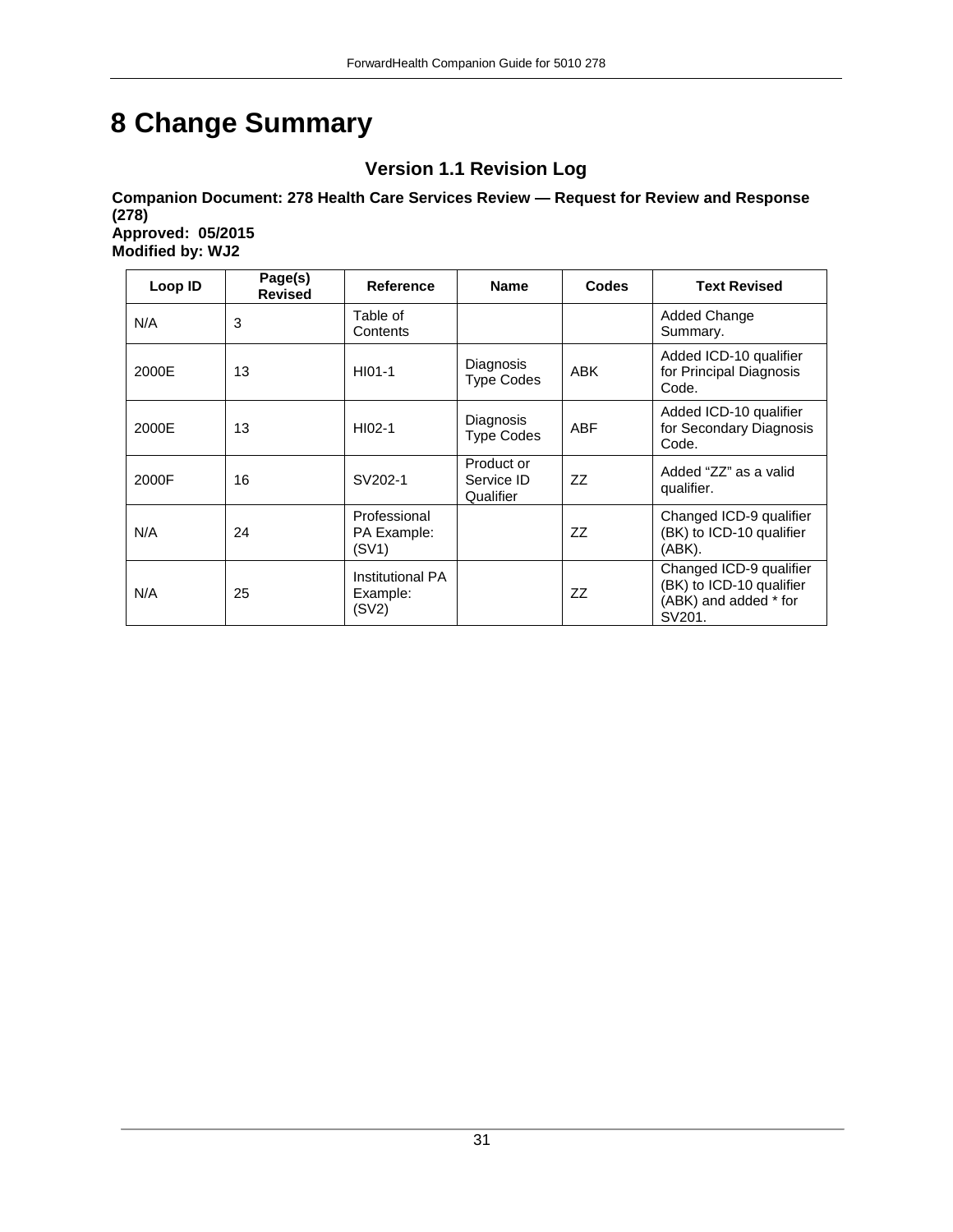# 8 Change Summary

## Version 1.1 Revision Log

**Companion Document: 278 Health Care Services Review — Request for Review and Response (278)**
**Approved: 05/2015**
**Modified by: WJ2**

| Loop ID | Page(s) Revised | Reference | Name | Codes | Text Revised |
|---|---|---|---|---|---|
| N/A | 3 | Table of Contents | | | Added Change Summary. |
| 2000E | 13 | HI01-1 | Diagnosis Type Codes | ABK | Added ICD-10 qualifier for Principal Diagnosis Code. |
| 2000E | 13 | HI02-1 | Diagnosis Type Codes | ABF | Added ICD-10 qualifier for Secondary Diagnosis Code. |
| 2000F | 16 | SV202-1 | Product or Service ID Qualifier | ZZ | Added "ZZ" as a valid qualifier. |
| N/A | 24 | Professional PA Example: (SV1) | | ZZ | Changed ICD-9 qualifier (BK) to ICD-10 qualifier (ABK). |
| N/A | 25 | Institutional PA Example: (SV2) | | ZZ | Changed ICD-9 qualifier (BK) to ICD-10 qualifier (ABK) and added * for SV201. |